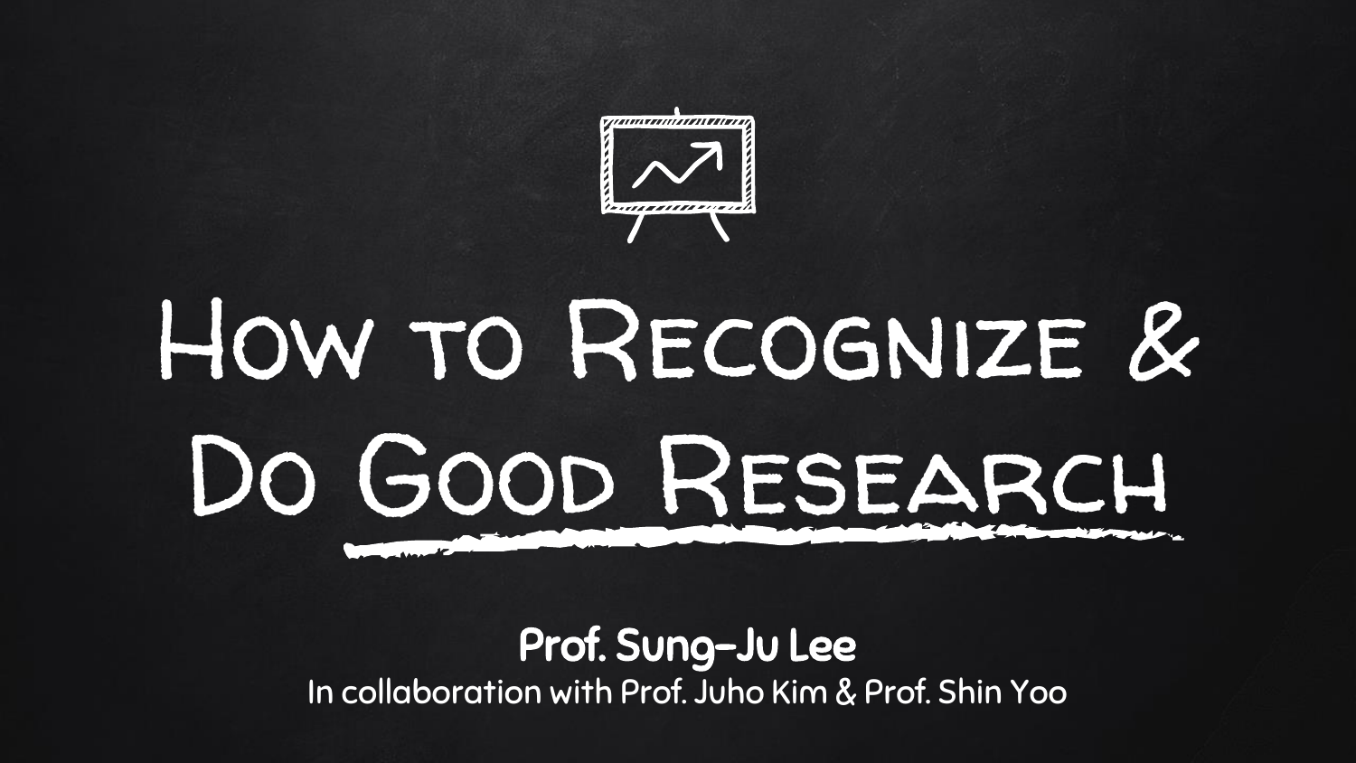# How to Recognize & Do Good Research

**Prof. Sung-Ju Lee**

In collaboration with Prof. Juho Kim & Prof. Shin Yoo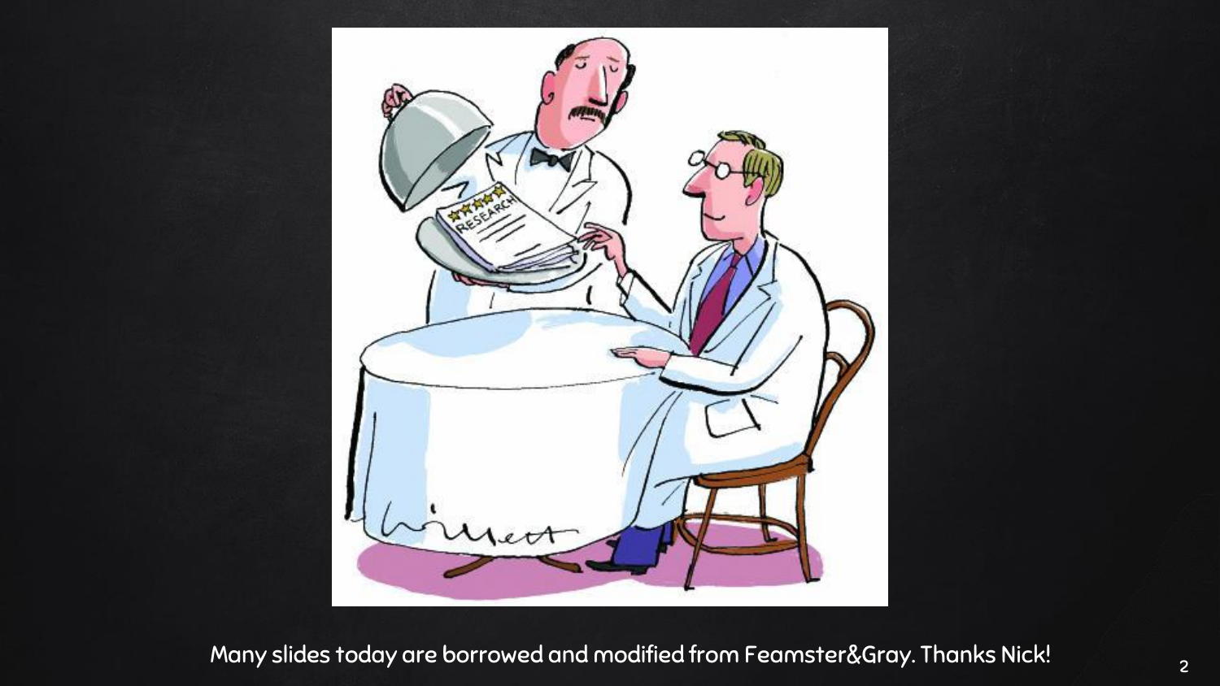Many slides today are borrowed and modified from Feamster&Gray. Thanks Nick!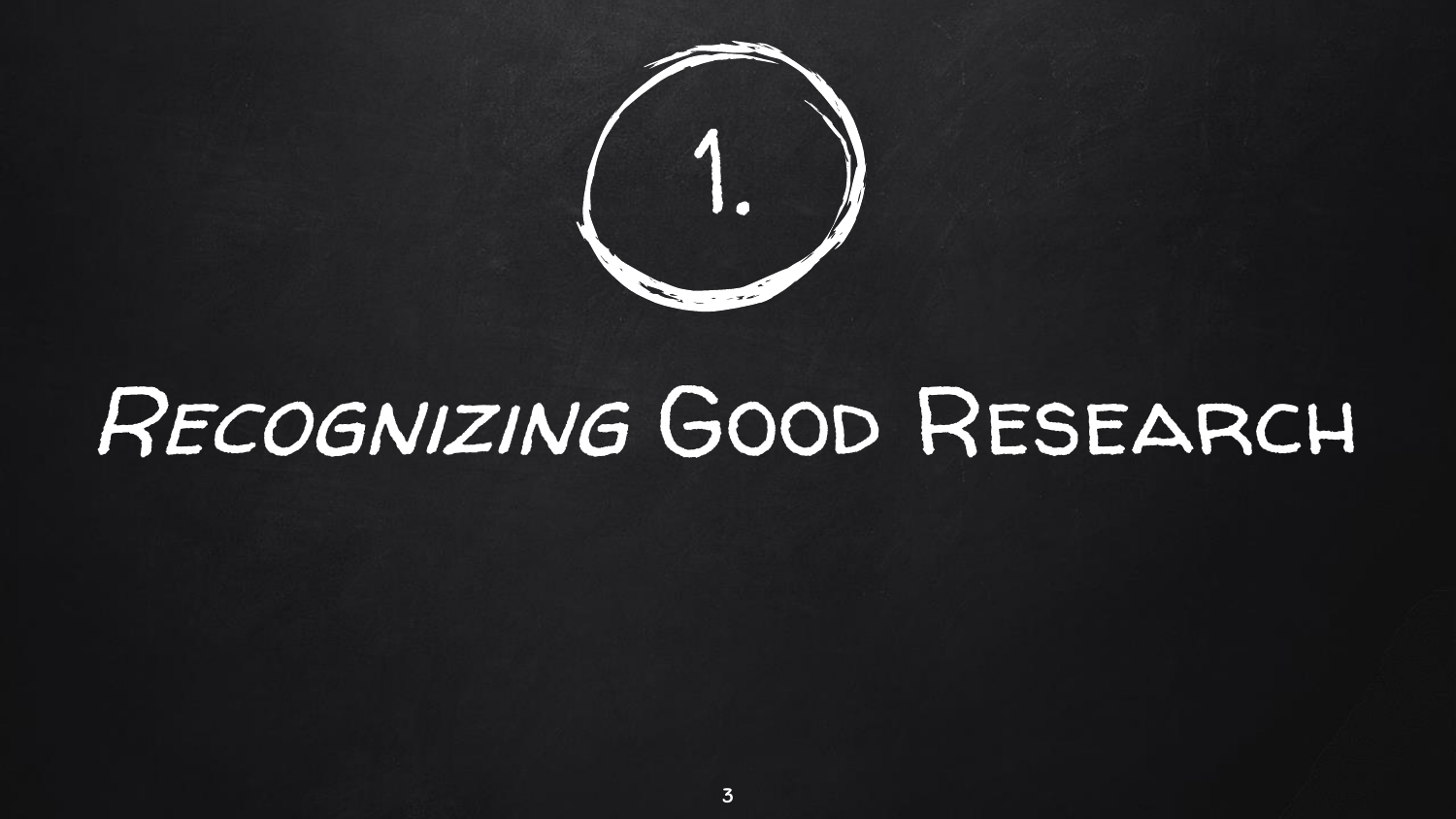# 1. Recognizing Good Research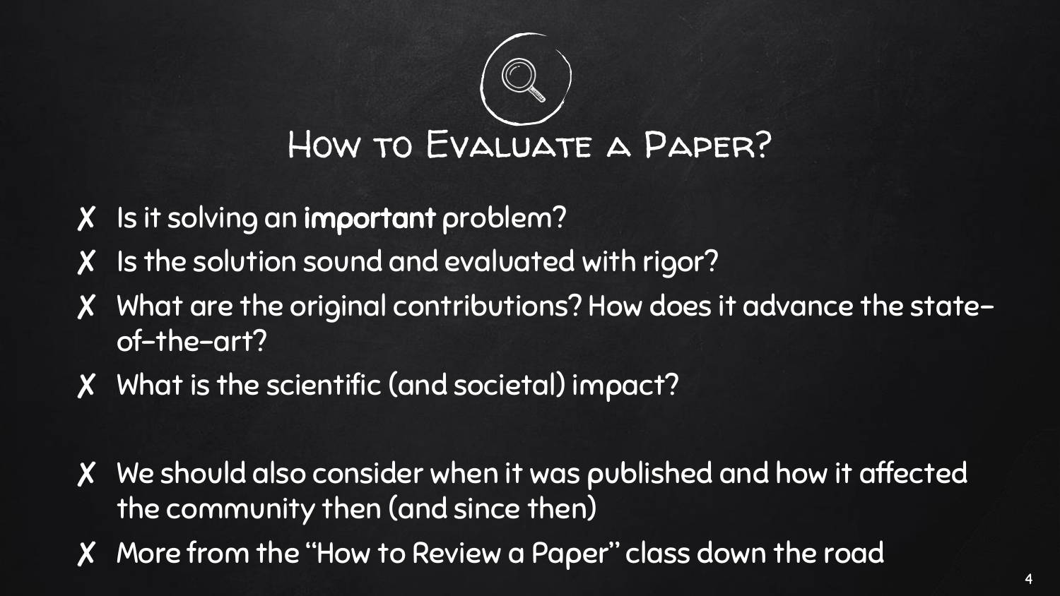# How to Evaluate a Paper?

- Is it solving an **important** problem?
- Is the solution sound and evaluated with rigor?
- What are the original contributions? How does it advance the state-of-the-art?
- What is the scientific (and societal) impact?

- We should also consider when it was published and how it affected the community then (and since then)
- More from the "How to Review a Paper" class down the road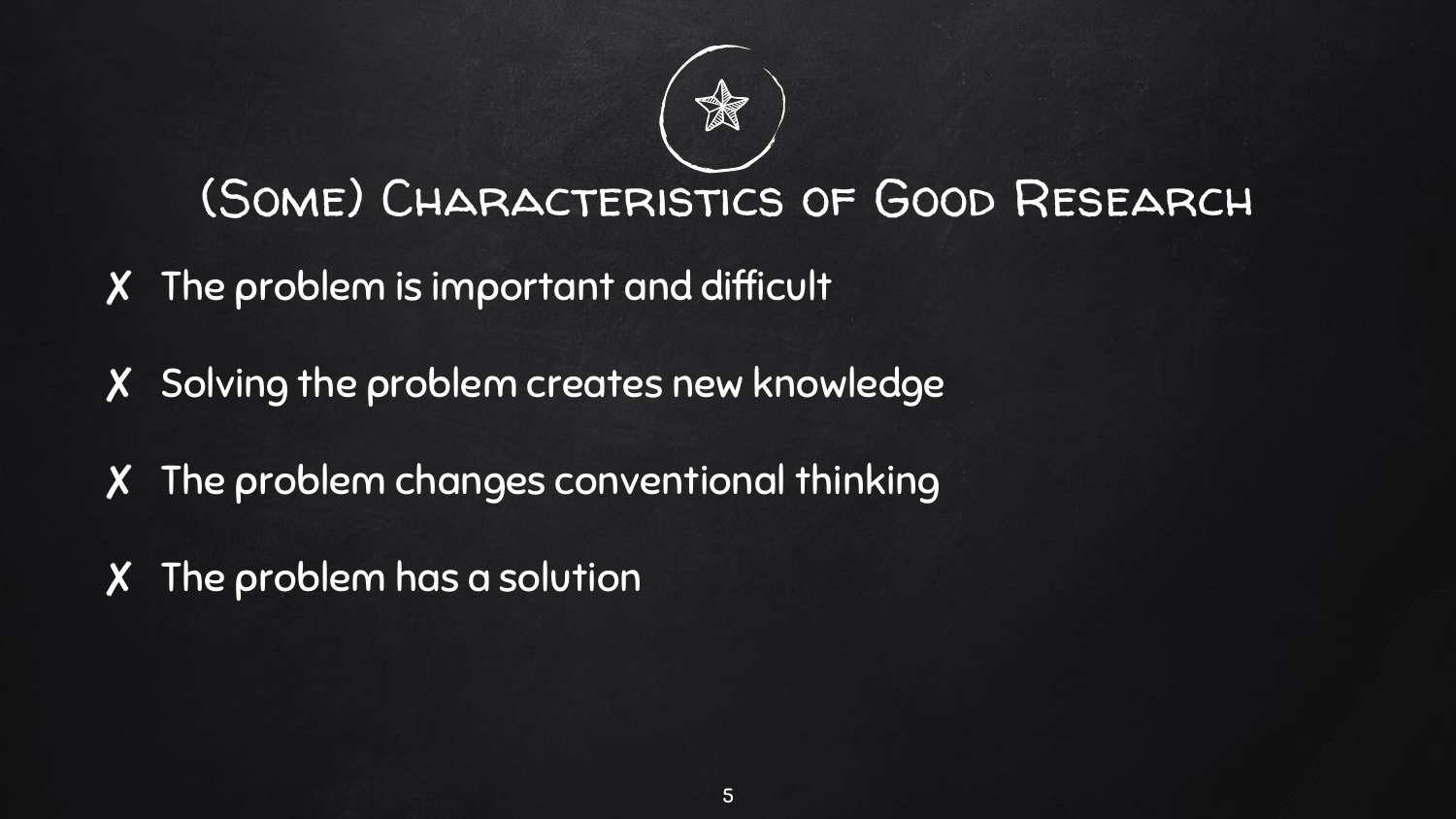# (Some) Characteristics of Good Research

- ✗ The problem is important and difficult
- ✗ Solving the problem creates new knowledge
- ✗ The problem changes conventional thinking
- ✗ The problem has a solution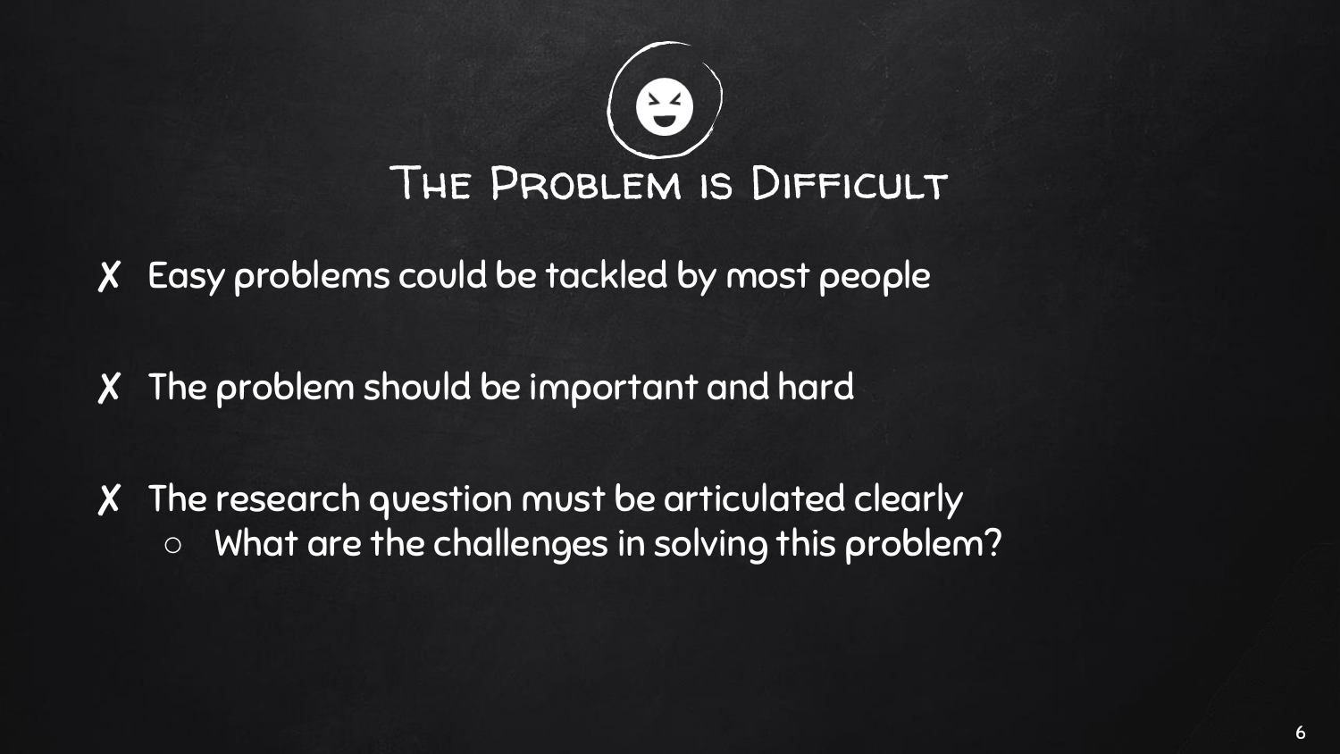# The Problem is Difficult

- ✗ Easy problems could be tackled by most people
- ✗ The problem should be important and hard
- ✗ The research question must be articulated clearly
  - What are the challenges in solving this problem?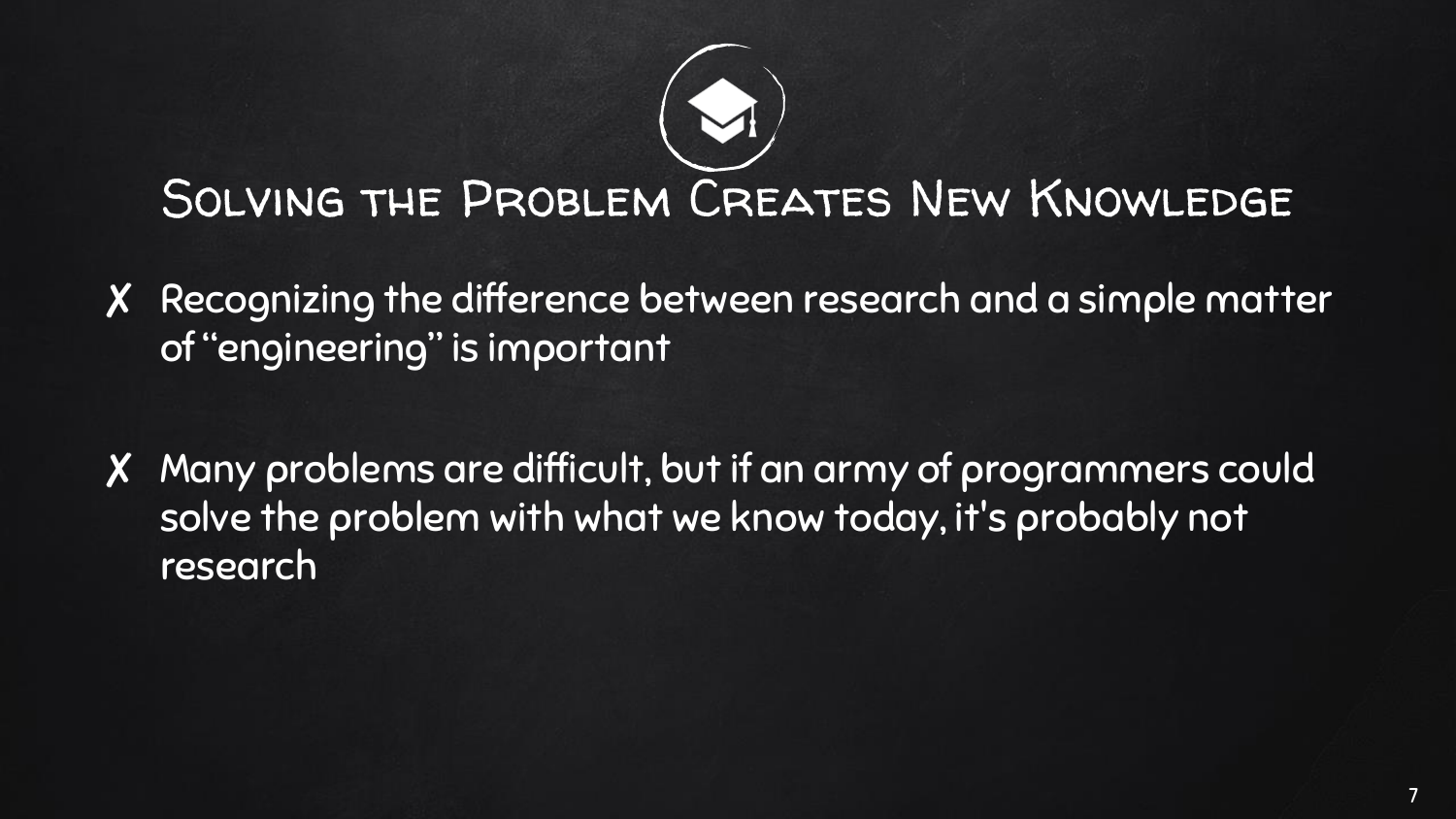# Solving the Problem Creates New Knowledge

- Recognizing the difference between research and a simple matter of "engineering" is important

- Many problems are difficult, but if an army of programmers could solve the problem with what we know today, it's probably not research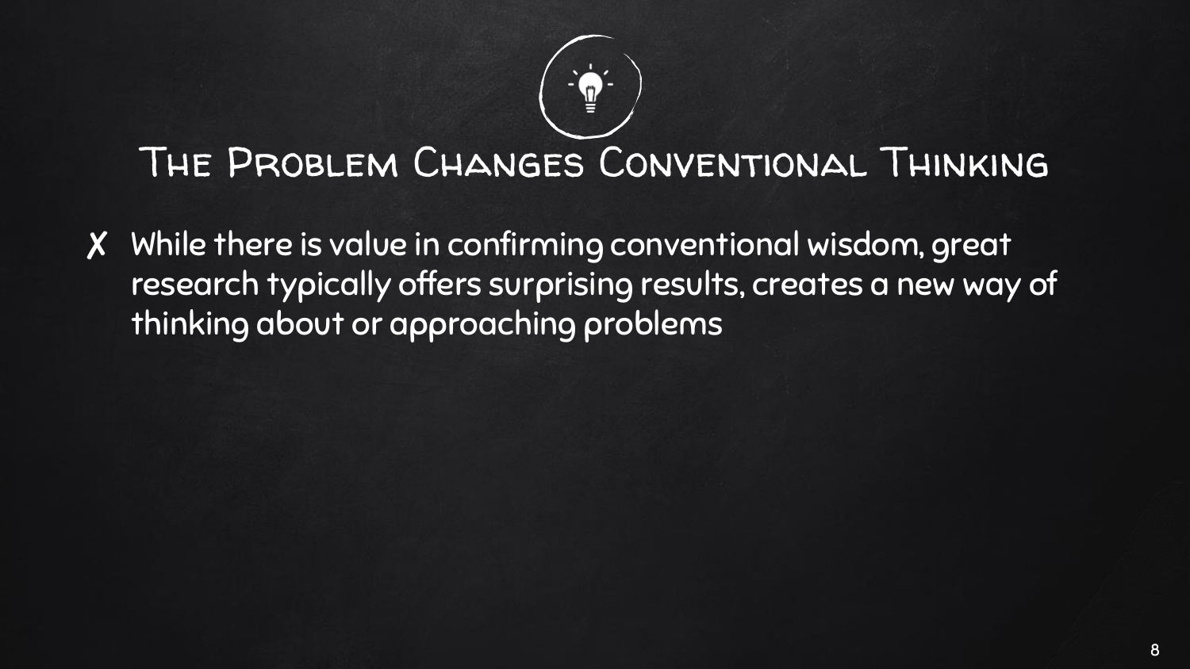# The Problem Changes Conventional Thinking

- While there is value in confirming conventional wisdom, great research typically offers surprising results, creates a new way of thinking about or approaching problems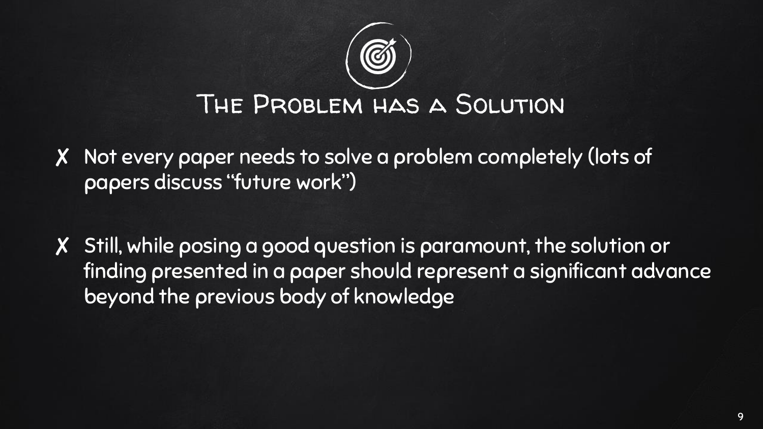# The Problem has a Solution

- Not every paper needs to solve a problem completely (lots of papers discuss "future work")

- Still, while posing a good question is paramount, the solution or finding presented in a paper should represent a significant advance beyond the previous body of knowledge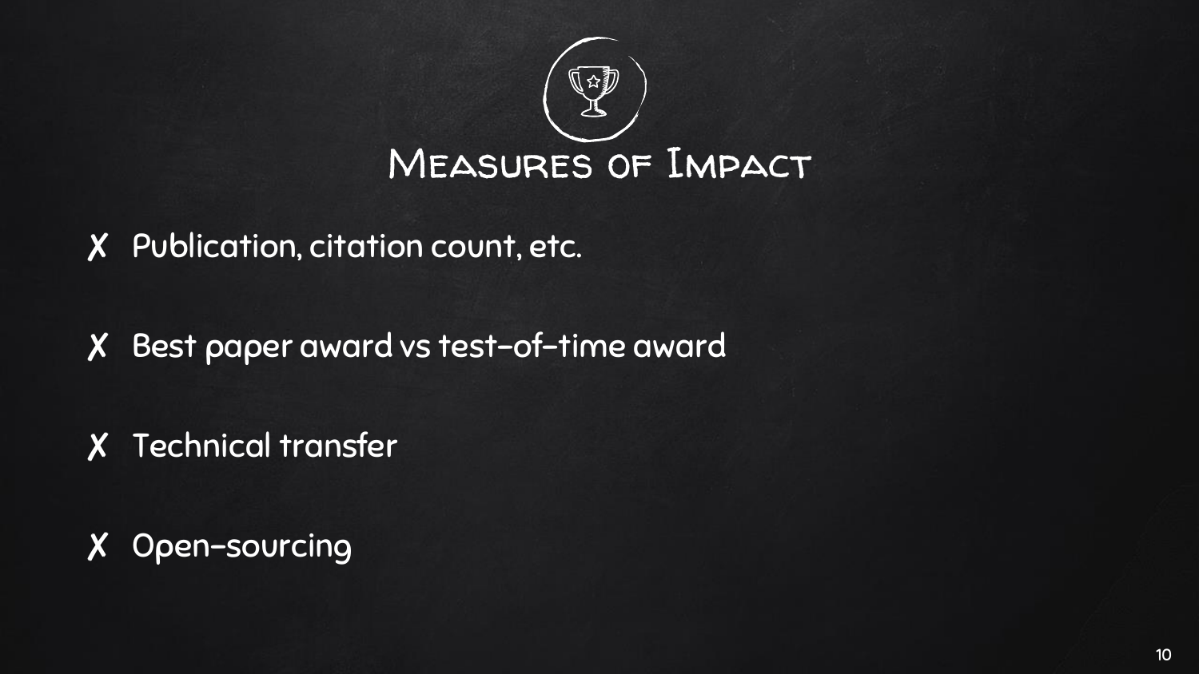# Measures of Impact

- ✗ Publication, citation count, etc.
- ✗ Best paper award vs test-of-time award
- ✗ Technical transfer
- ✗ Open-sourcing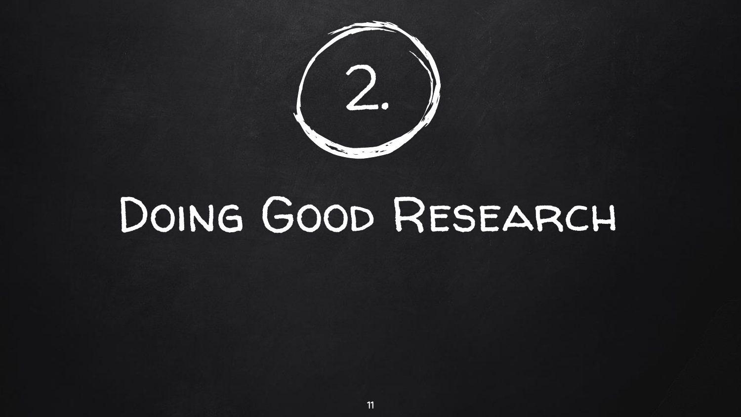# 2.

# Doing Good Research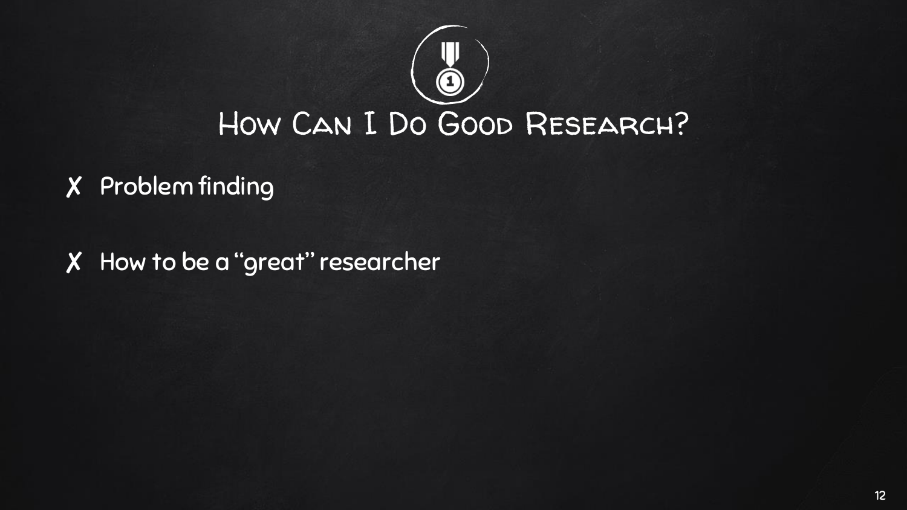# How Can I Do Good Research?

- ✗ Problem finding
- ✗ How to be a "great" researcher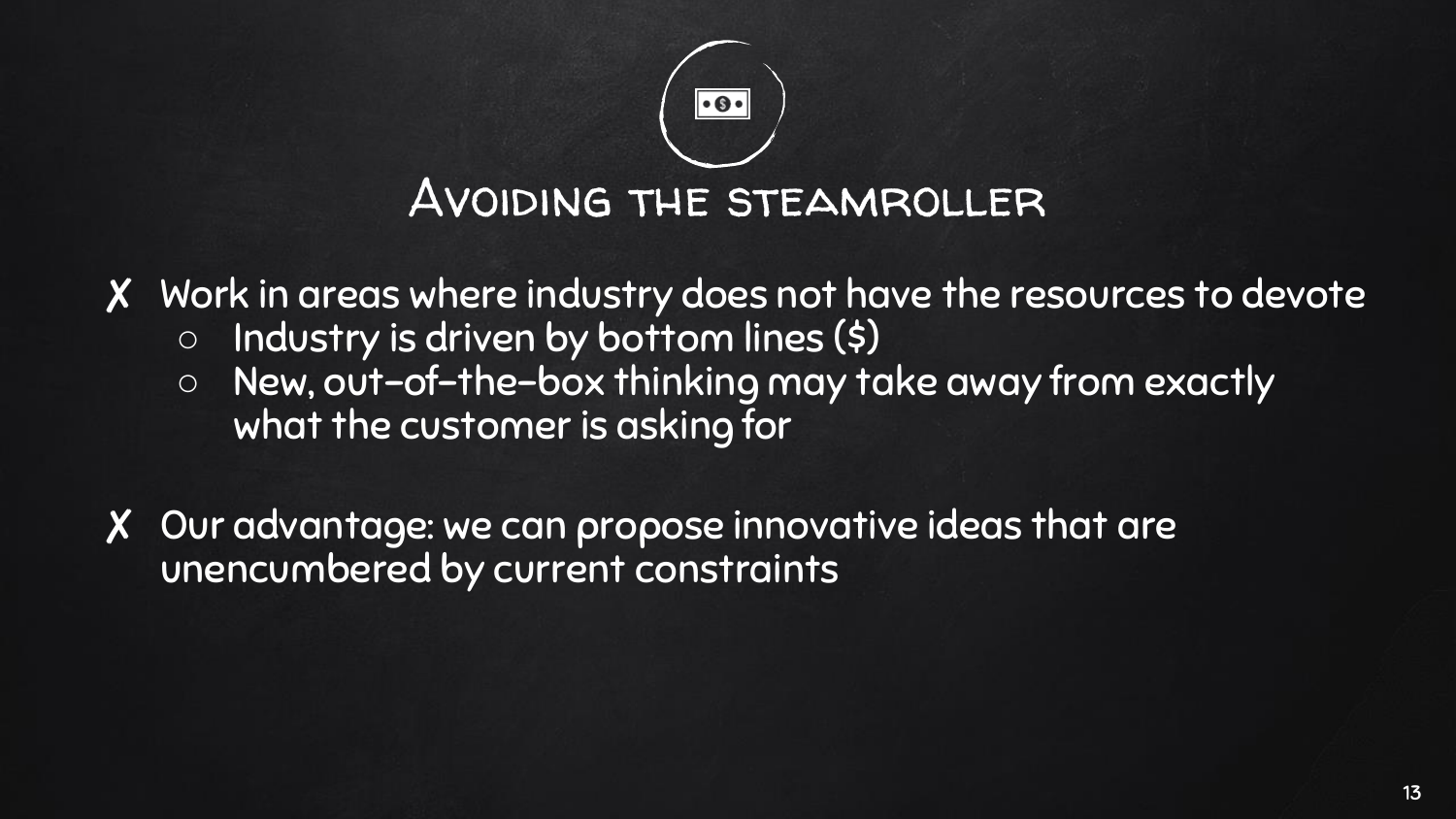# Avoiding the steamroller

- ✗ Work in areas where industry does not have the resources to devote
  - Industry is driven by bottom lines ($)
  - New, out-of-the-box thinking may take away from exactly what the customer is asking for
- ✗ Our advantage: we can propose innovative ideas that are unencumbered by current constraints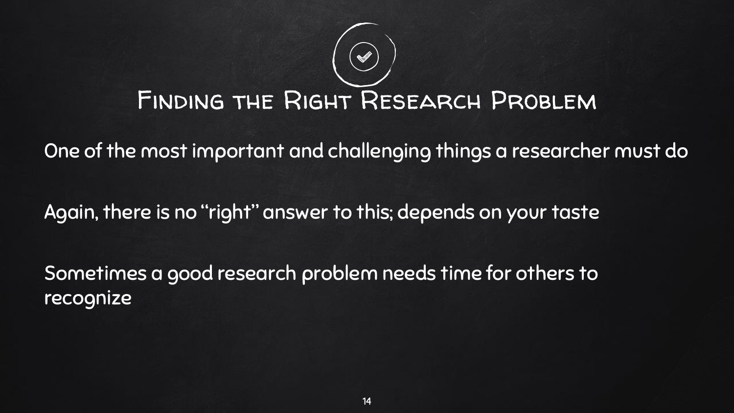# Finding the Right Research Problem

One of the most important and challenging things a researcher must do

Again, there is no “right” answer to this; depends on your taste

Sometimes a good research problem needs time for others to recognize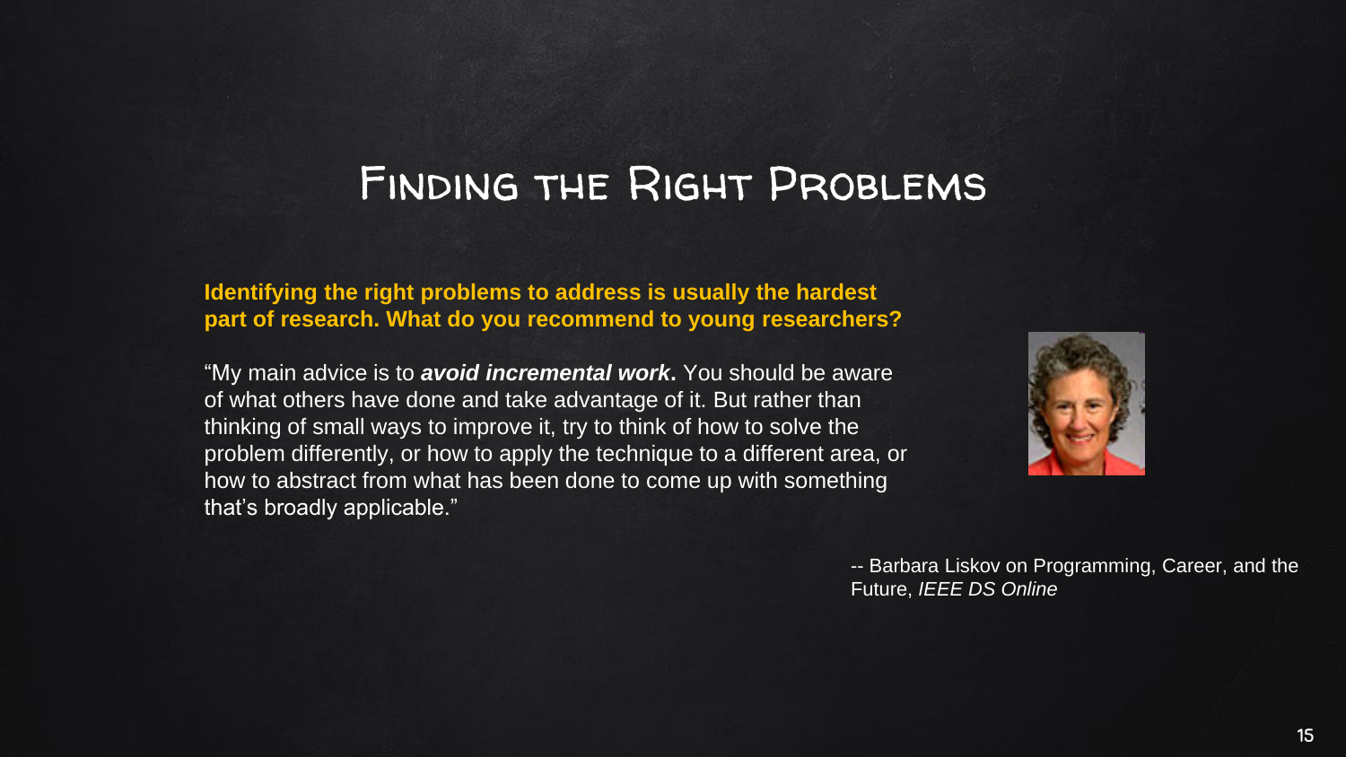# Finding the Right Problems

**Identifying the right problems to address is usually the hardest part of research. What do you recommend to young researchers?**

"My main advice is to ***avoid incremental work*****.** You should be aware of what others have done and take advantage of it. But rather than thinking of small ways to improve it, try to think of how to solve the problem differently, or how to apply the technique to a different area, or how to abstract from what has been done to come up with something that's broadly applicable."

-- Barbara Liskov on Programming, Career, and the Future, *IEEE DS Online*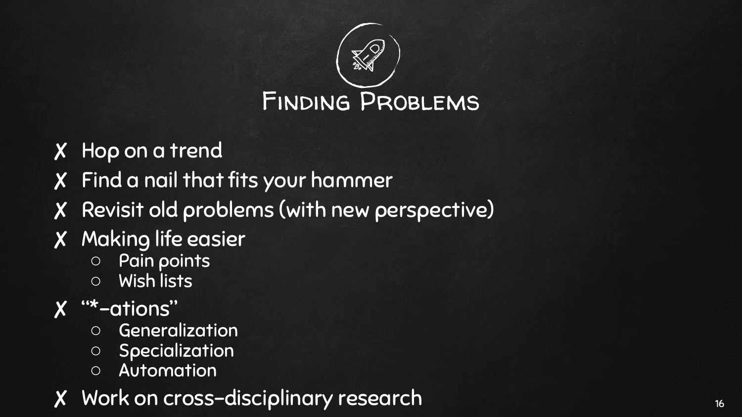# Finding Problems

- ✗ Hop on a trend
- ✗ Find a nail that fits your hammer
- ✗ Revisit old problems (with new perspective)
- ✗ Making life easier
  - Pain points
  - Wish lists
- ✗ "*-ations"
  - Generalization
  - Specialization
  - Automation
- ✗ Work on cross-disciplinary research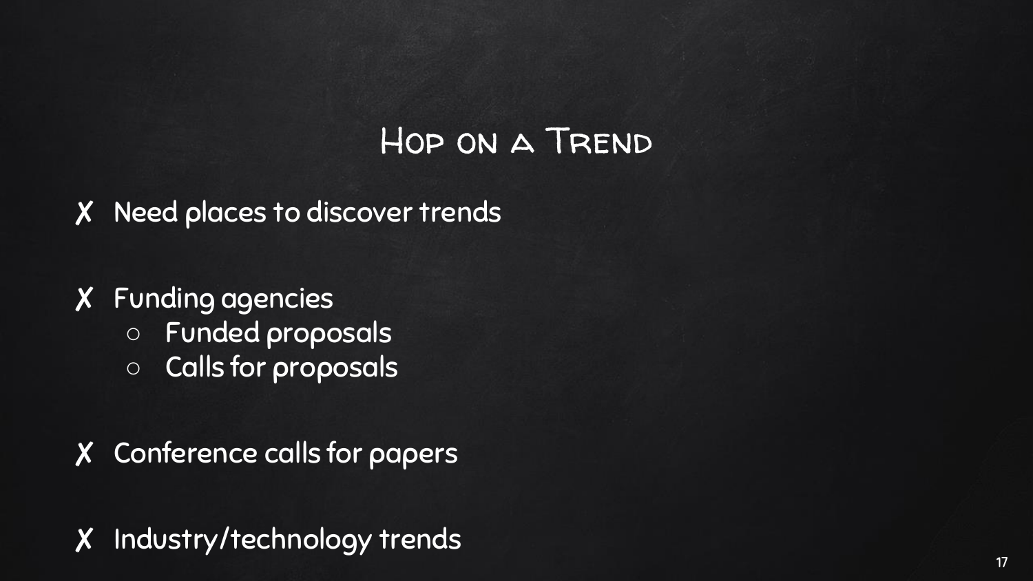# Hop on a Trend

- ✗ Need places to discover trends

- ✗ Funding agencies
  - Funded proposals
  - Calls for proposals

- ✗ Conference calls for papers

- ✗ Industry/technology trends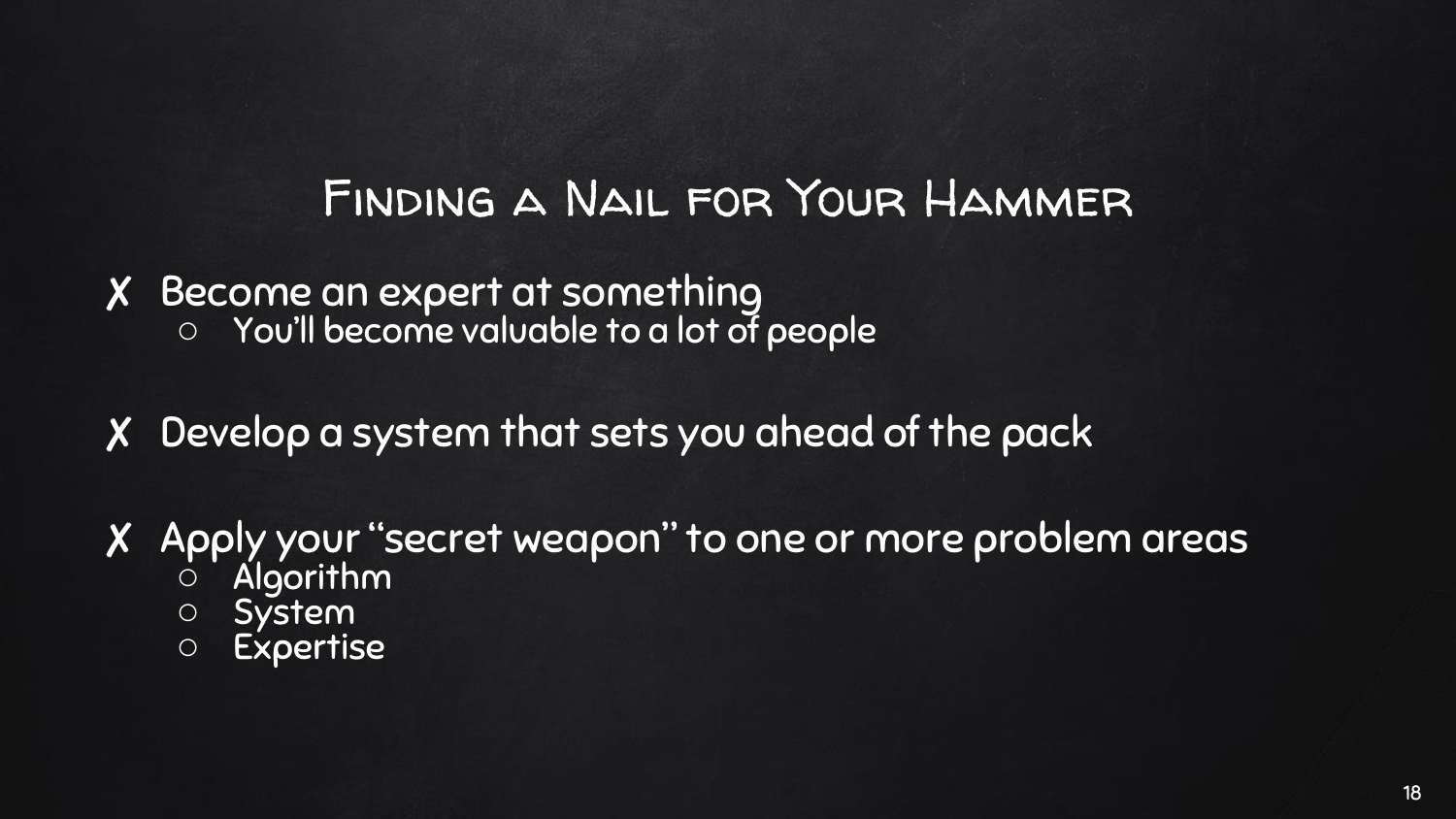# Finding a Nail for Your Hammer

- Become an expert at something
  - You'll become valuable to a lot of people

- Develop a system that sets you ahead of the pack

- Apply your "secret weapon" to one or more problem areas
  - Algorithm
  - System
  - Expertise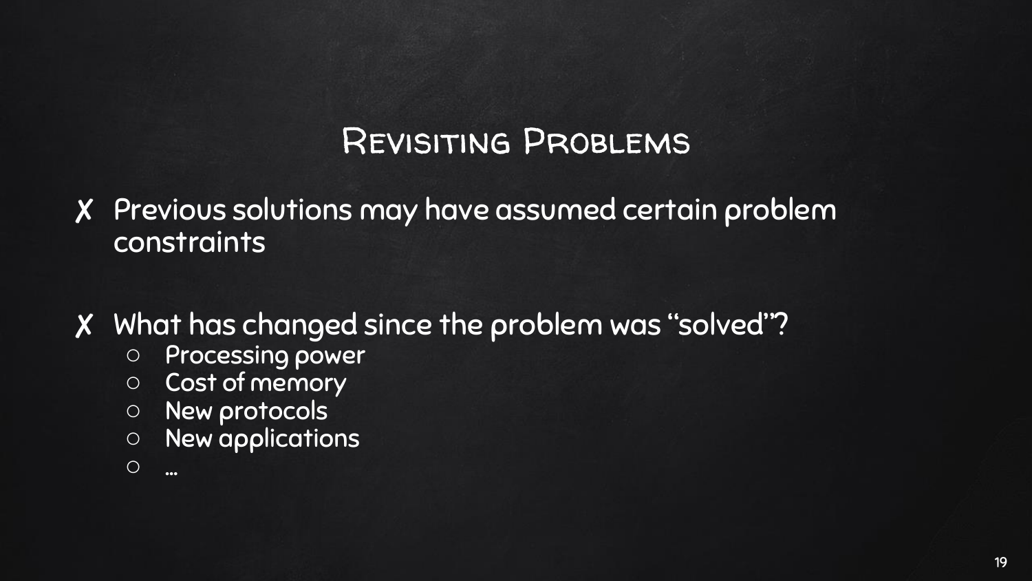# Revisiting Problems

- ✗ Previous solutions may have assumed certain problem constraints

- ✗ What has changed since the problem was "solved"?
  - Processing power
  - Cost of memory
  - New protocols
  - New applications
  - …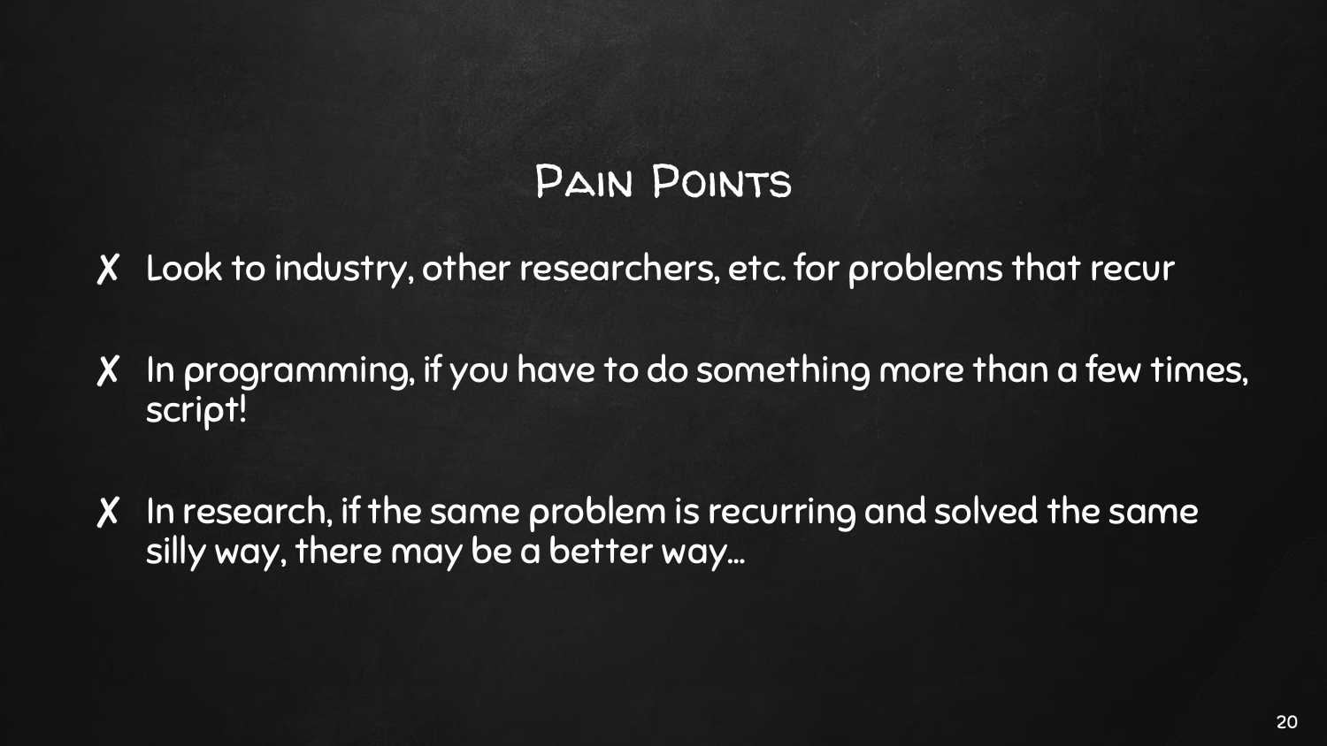# Pain Points

- ✗ Look to industry, other researchers, etc. for problems that recur
- ✗ In programming, if you have to do something more than a few times, script!
- ✗ In research, if the same problem is recurring and solved the same silly way, there may be a better way…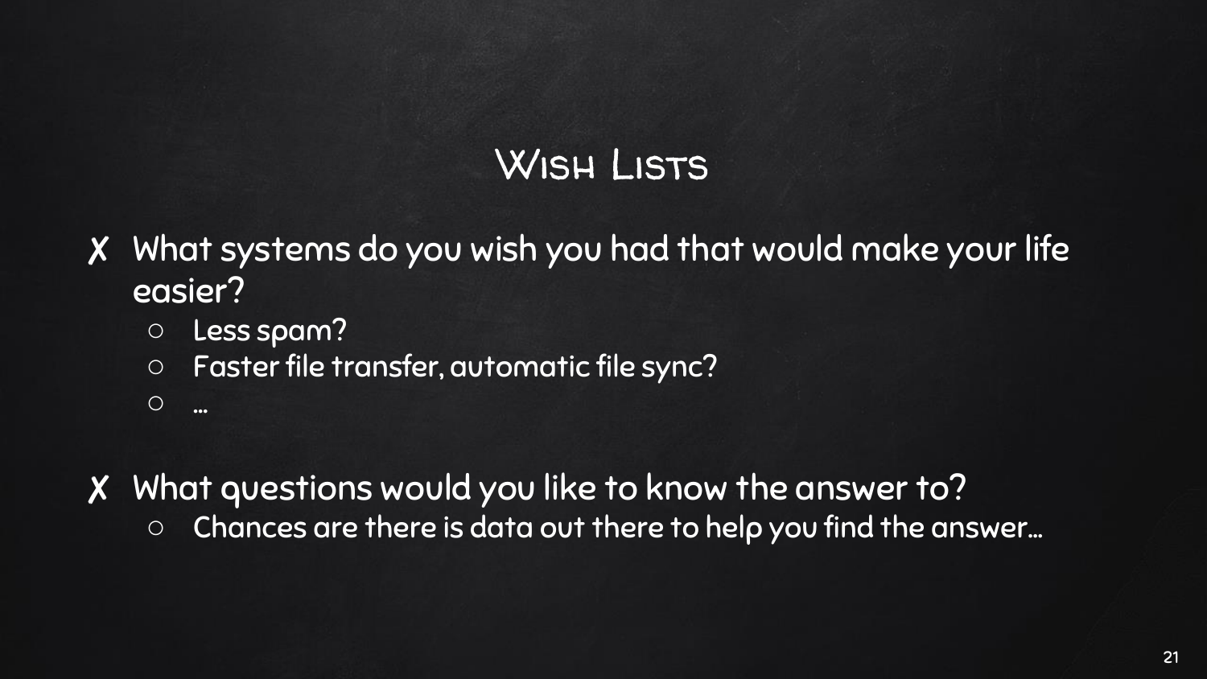# Wish Lists

- ✗ What systems do you wish you had that would make your life easier?
  - Less spam?
  - Faster file transfer, automatic file sync?
  - …
- ✗ What questions would you like to know the answer to?
  - Chances are there is data out there to help you find the answer…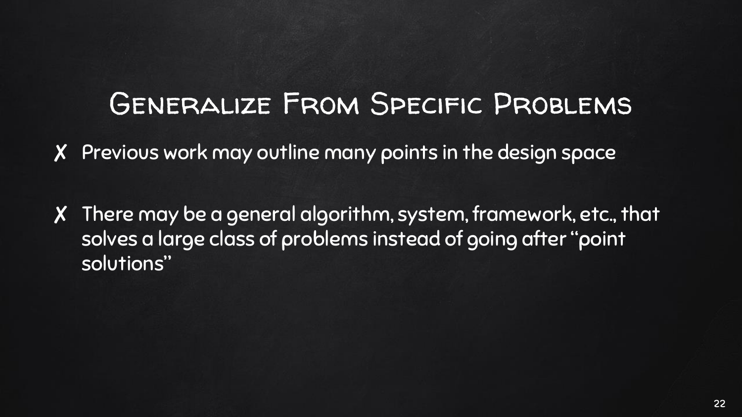# Generalize From Specific Problems

- ✗ Previous work may outline many points in the design space
- ✗ There may be a general algorithm, system, framework, etc., that solves a large class of problems instead of going after "point solutions"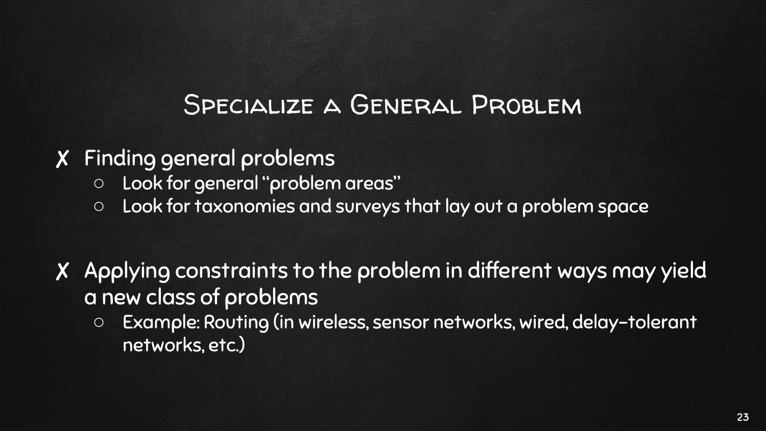# Specialize a General Problem

- Finding general problems
  - Look for general "problem areas"
  - Look for taxonomies and surveys that lay out a problem space

- Applying constraints to the problem in different ways may yield a new class of problems
  - Example: Routing (in wireless, sensor networks, wired, delay-tolerant networks, etc.)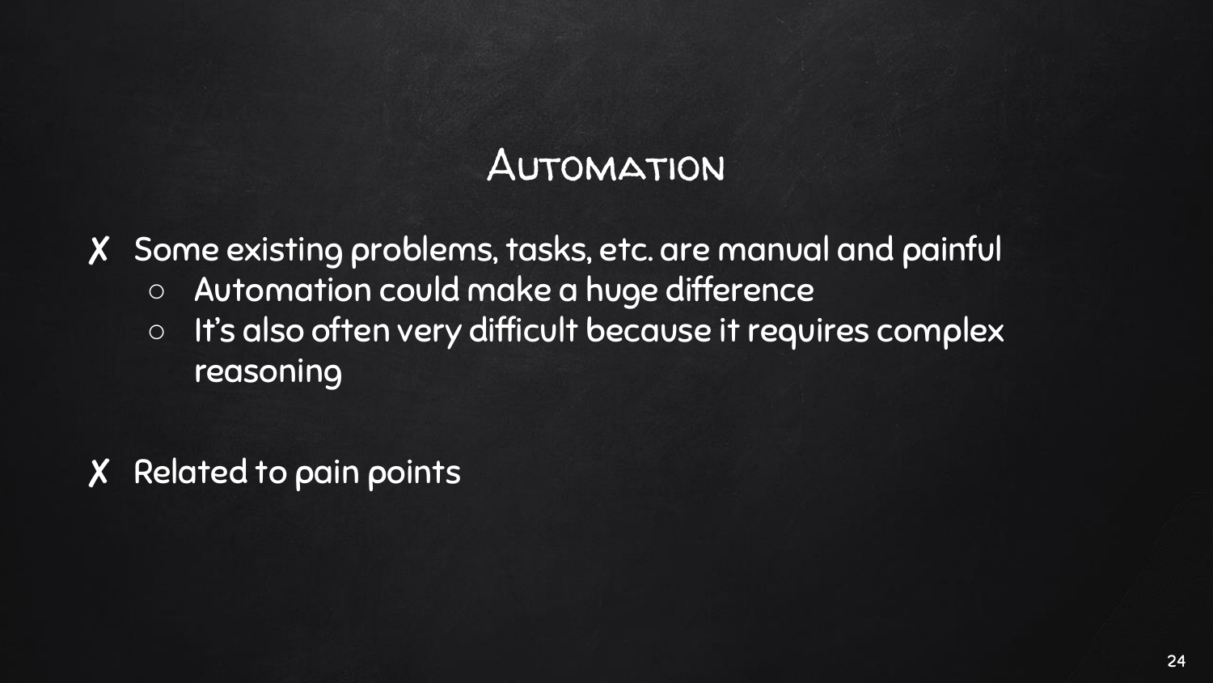## Automation

- ✗ Some existing problems, tasks, etc. are manual and painful
  - Automation could make a huge difference
  - It's also often very difficult because it requires complex reasoning

- ✗ Related to pain points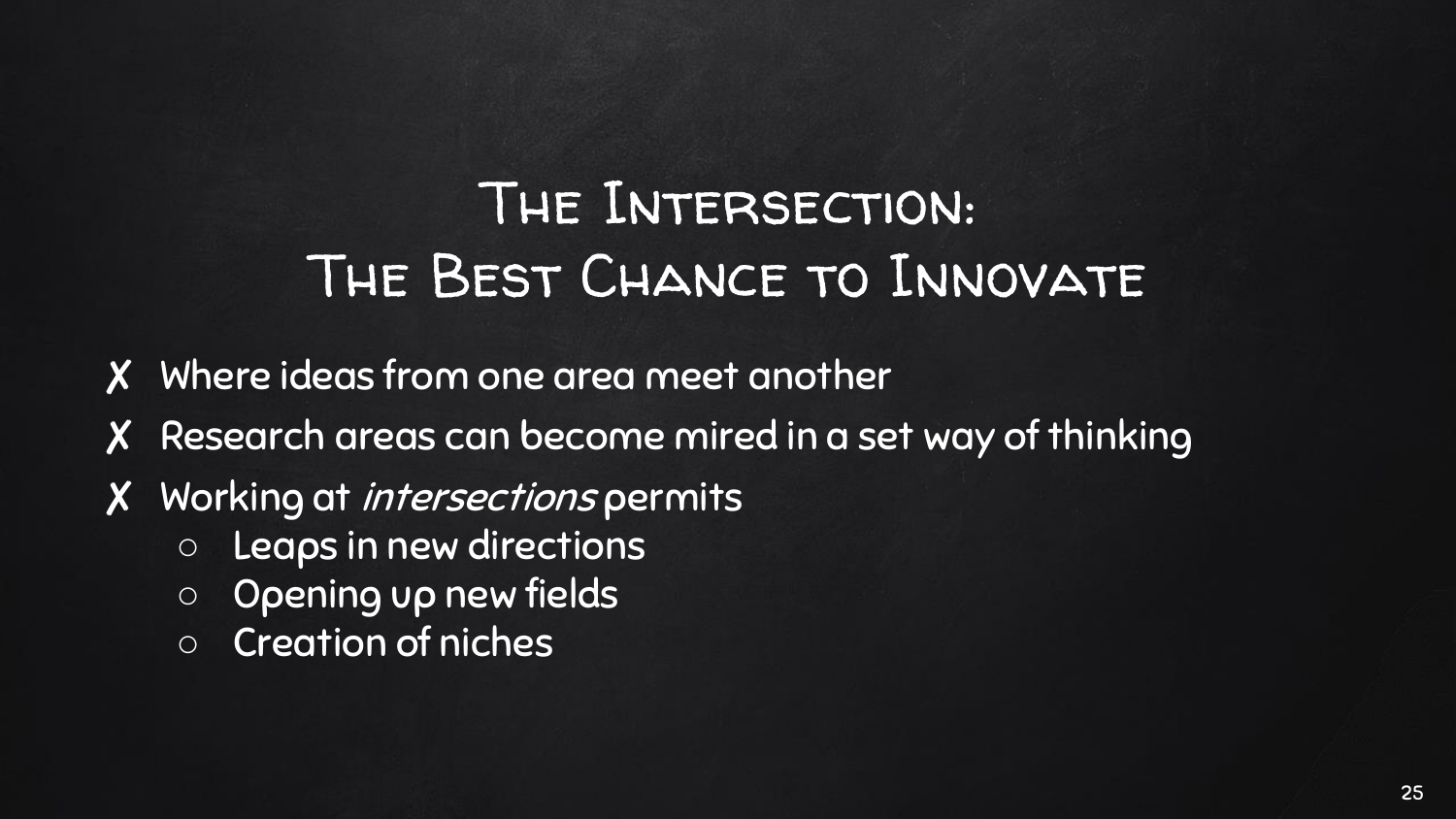# The Intersection: The Best Chance to Innovate

- ✗ Where ideas from one area meet another
- ✗ Research areas can become mired in a set way of thinking
- ✗ Working at *intersections* permits
  - Leaps in new directions
  - Opening up new fields
  - Creation of niches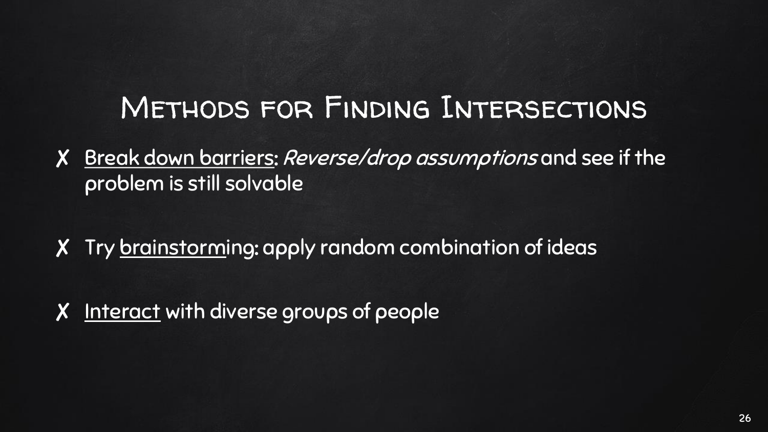# Methods for Finding Intersections

- ✗ Break down barriers: *Reverse/drop assumptions* and see if the problem is still solvable
- ✗ Try brainstorming: apply random combination of ideas
- ✗ Interact with diverse groups of people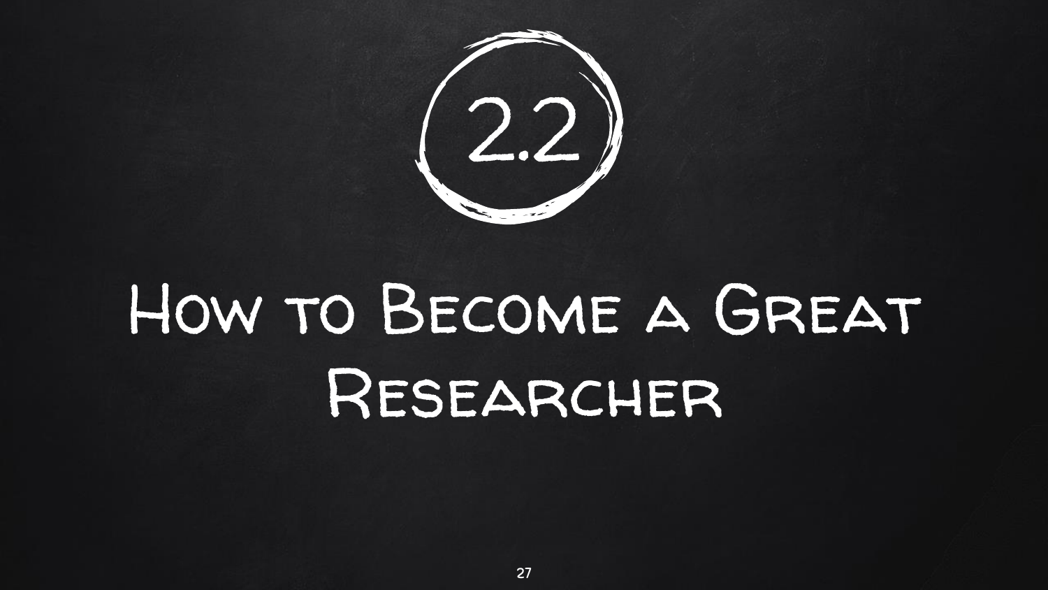# 2.2

# How to Become a Great Researcher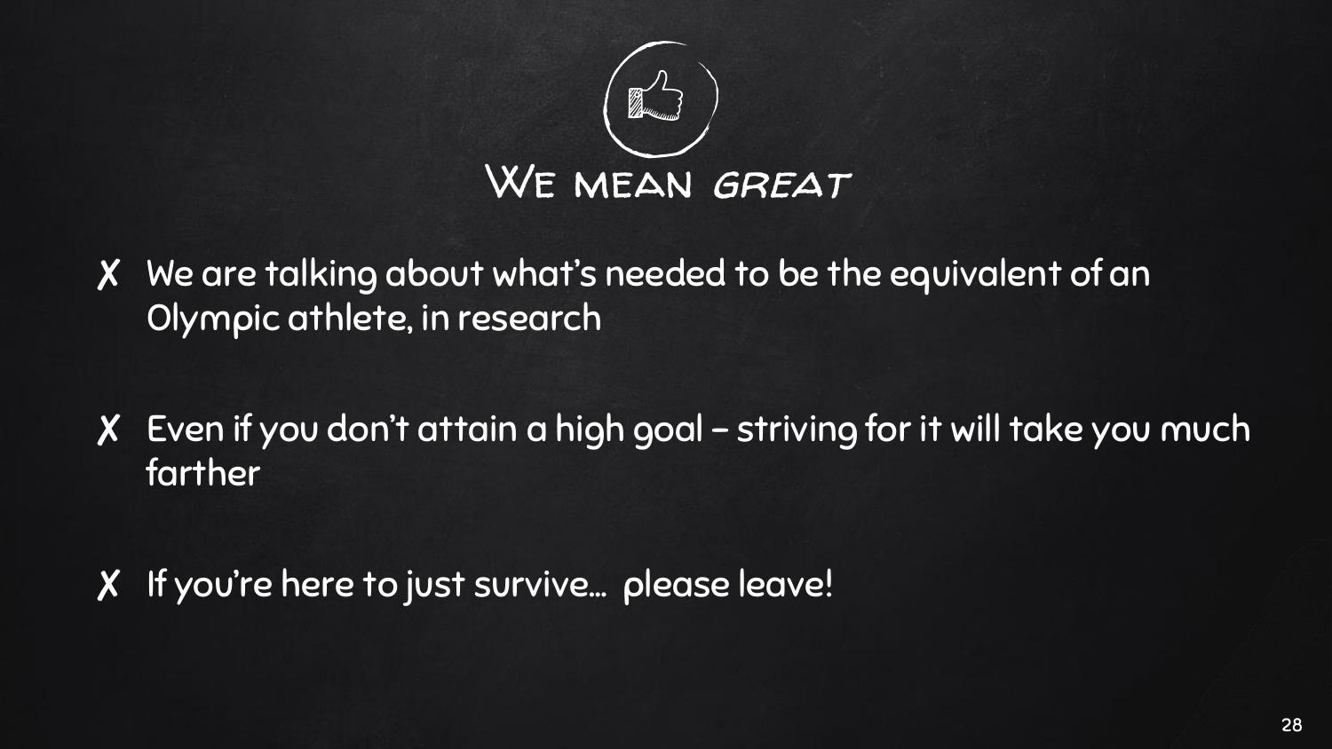# We mean *great*

- ✗ We are talking about what's needed to be the equivalent of an Olympic athlete, in research
- ✗ Even if you don't attain a high goal – striving for it will take you much farther
- ✗ If you're here to just survive… please leave!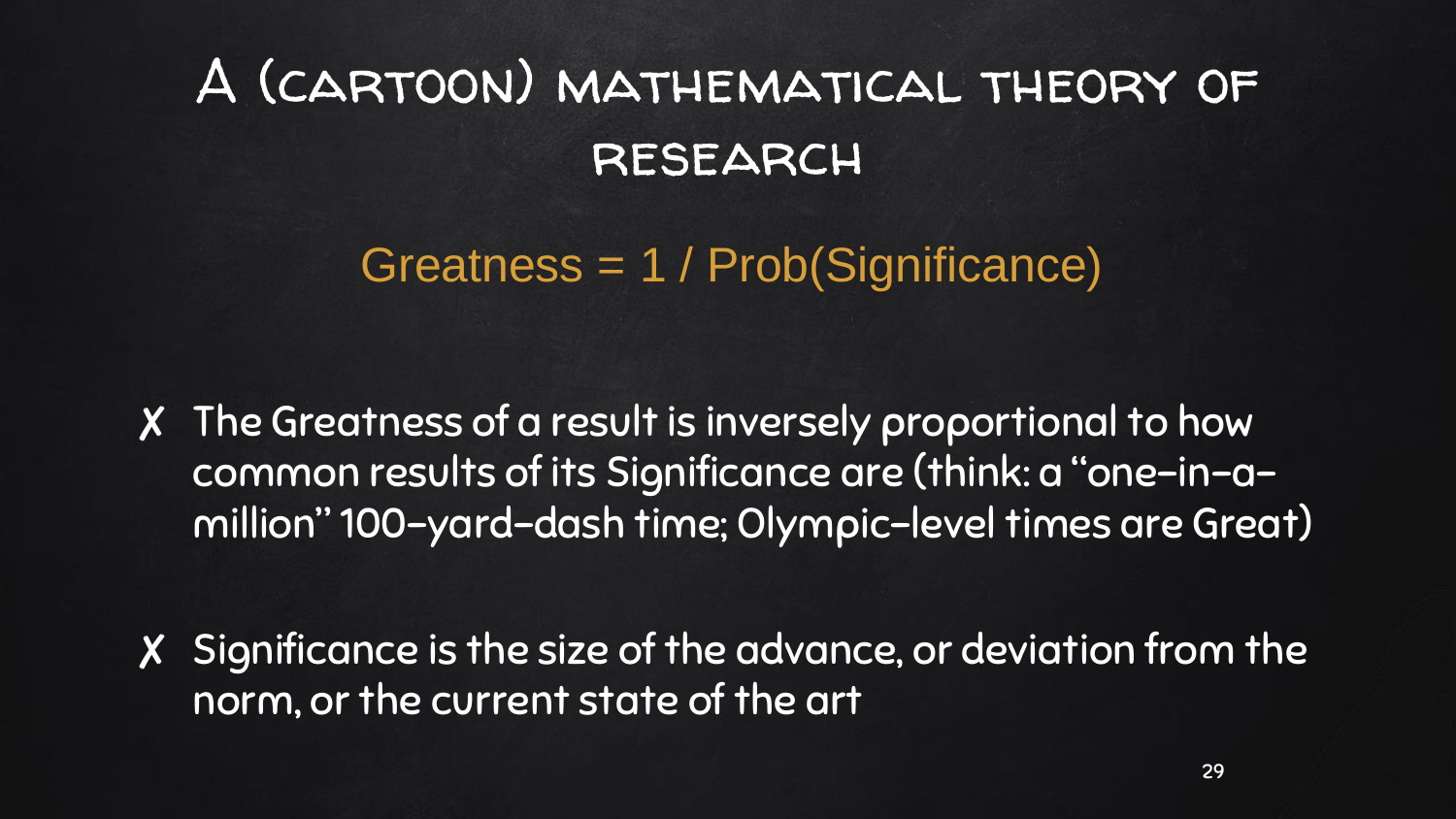# A (cartoon) mathematical theory of research

Greatness = 1 / Prob(Significance)

- The Greatness of a result is inversely proportional to how common results of its Significance are (think: a "one-in-a-million" 100-yard-dash time; Olympic-level times are Great)
- Significance is the size of the advance, or deviation from the norm, or the current state of the art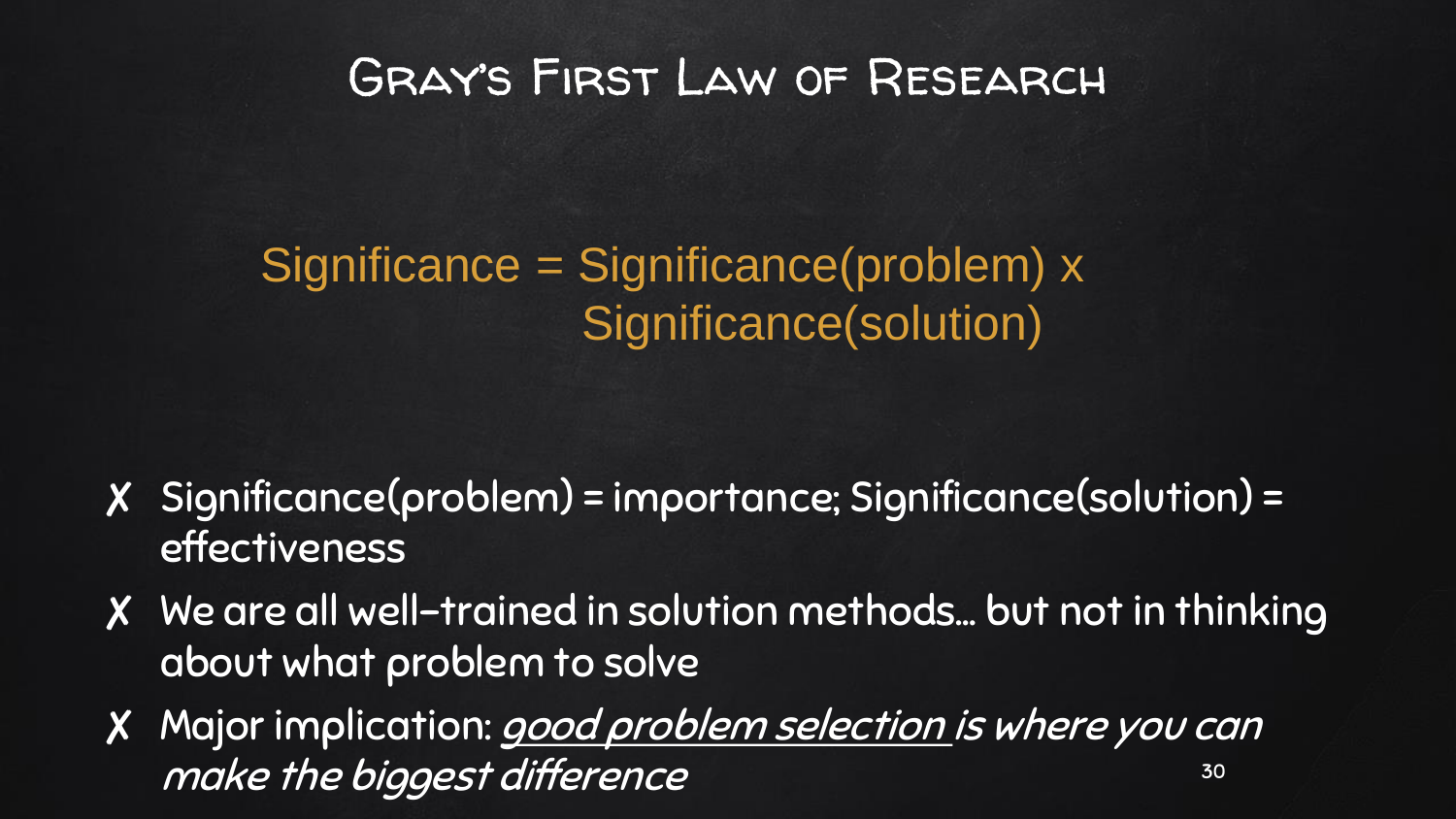# Gray's First Law of Research

Significance = Significance(problem) x Significance(solution)

- Significance(problem) = importance; Significance(solution) = effectiveness
- We are all well-trained in solution methods… but not in thinking about what problem to solve
- Major implication: *good problem selection is where you can make the biggest difference*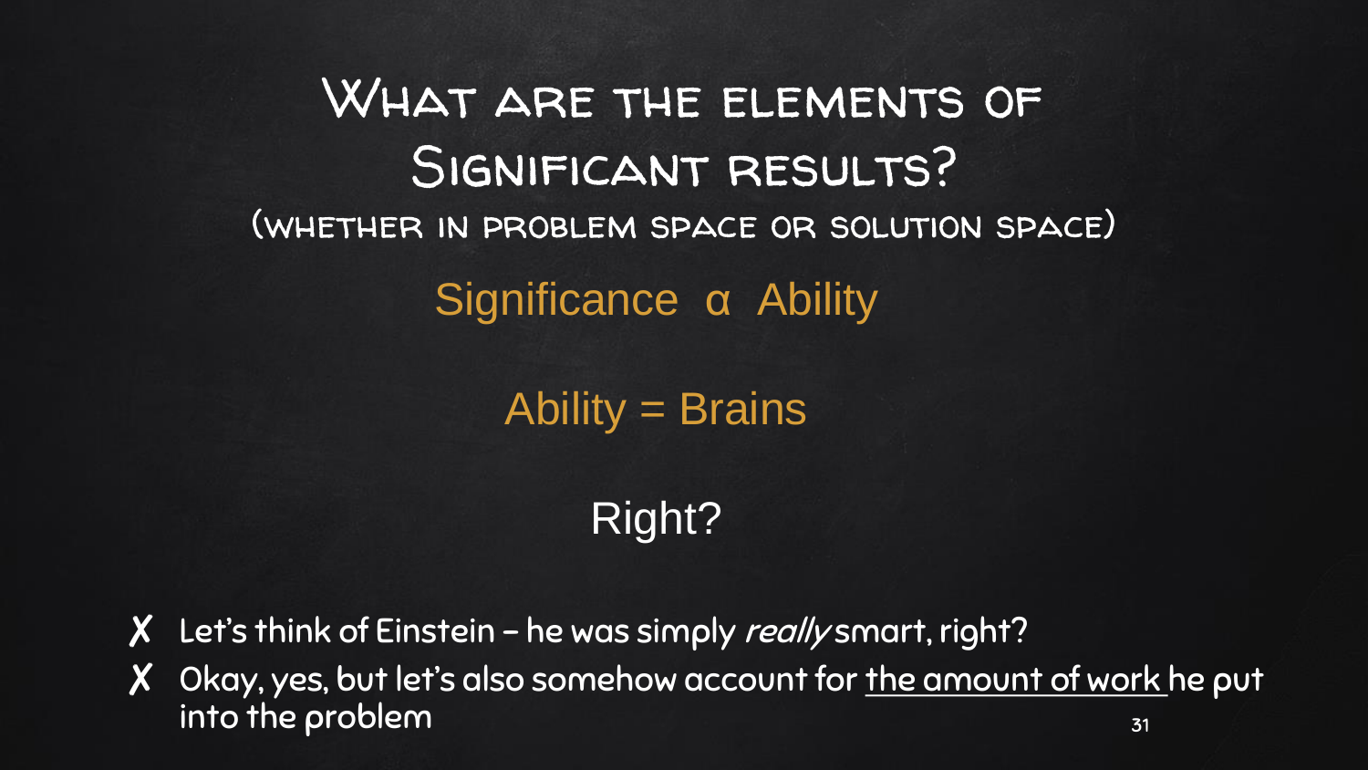# What are the elements of Significant results?

## (whether in problem space or solution space)

Significance α Ability

Ability = Brains

Right?

- ✗ Let's think of Einstein – he was simply *really* smart, right?
- ✗ Okay, yes, but let's also somehow account for <u>the amount of work</u> he put into the problem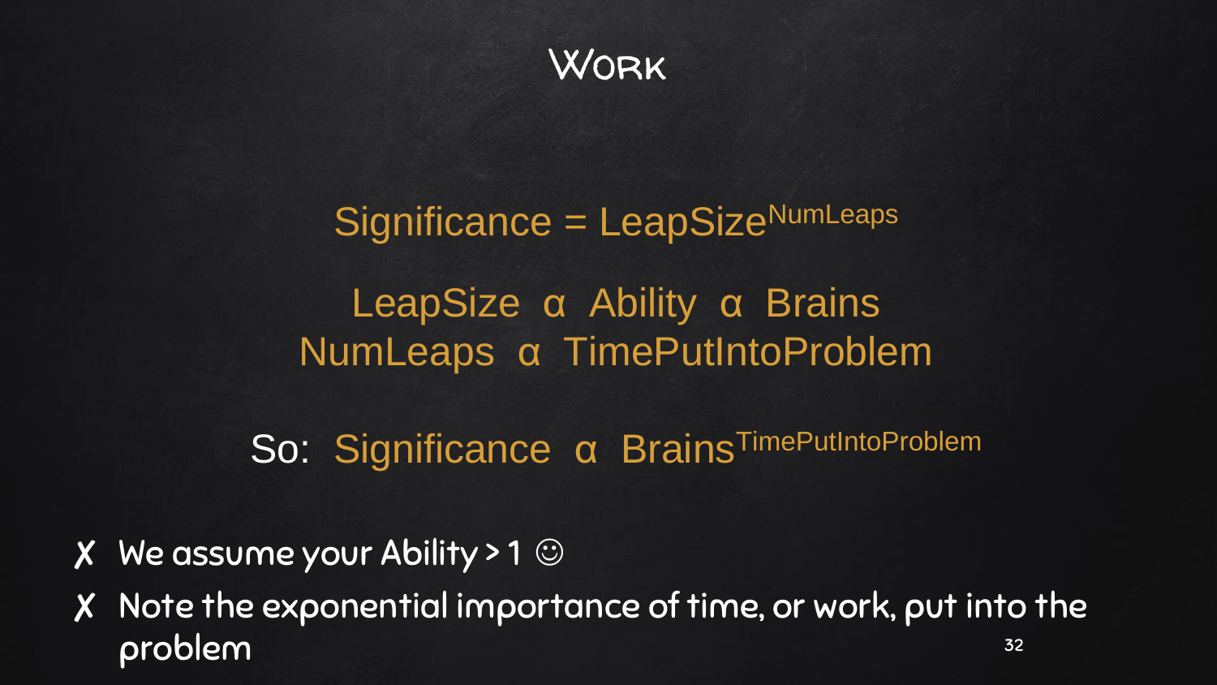# Work

$$\text{Significance} = \text{LeapSize}^{\text{NumLeaps}}$$

$$\text{LeapSize} \;\alpha\; \text{Ability} \;\alpha\; \text{Brains}$$

$$\text{NumLeaps} \;\alpha\; \text{TimePutIntoProblem}$$

So: $\text{Significance} \;\alpha\; \text{Brains}^{\text{TimePutIntoProblem}}$

- ✗ We assume your Ability > 1 ☺
- ✗ Note the exponential importance of time, or work, put into the problem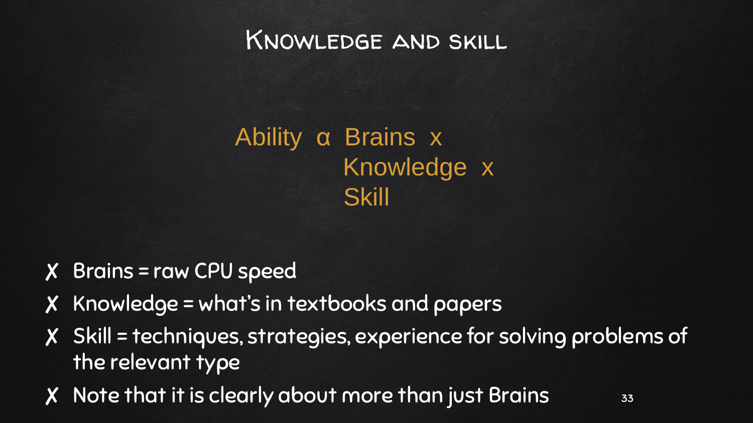# Knowledge and skill

$$\text{Ability} \propto \text{Brains} \times \text{Knowledge} \times \text{Skill}$$

- Brains = raw CPU speed
- Knowledge = what's in textbooks and papers
- Skill = techniques, strategies, experience for solving problems of the relevant type
- Note that it is clearly about more than just Brains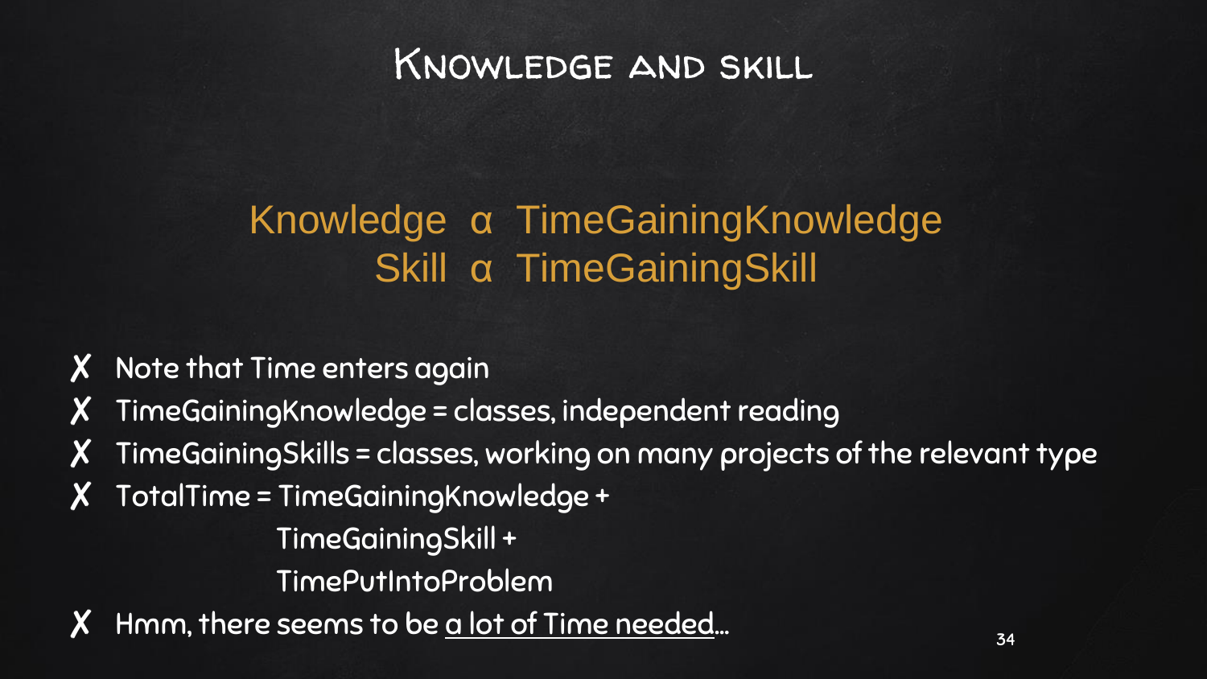# Knowledge and skill

$$\text{Knowledge} \;\alpha\; \text{TimeGainingKnowledge}$$

$$\text{Skill} \;\alpha\; \text{TimeGainingSkill}$$

- ✗ Note that Time enters again
- ✗ TimeGainingKnowledge = classes, independent reading
- ✗ TimeGainingSkills = classes, working on many projects of the relevant type
- ✗ TotalTime = TimeGainingKnowledge +
  TimeGainingSkill +
  TimePutIntoProblem
- ✗ Hmm, there seems to be a lot of Time needed…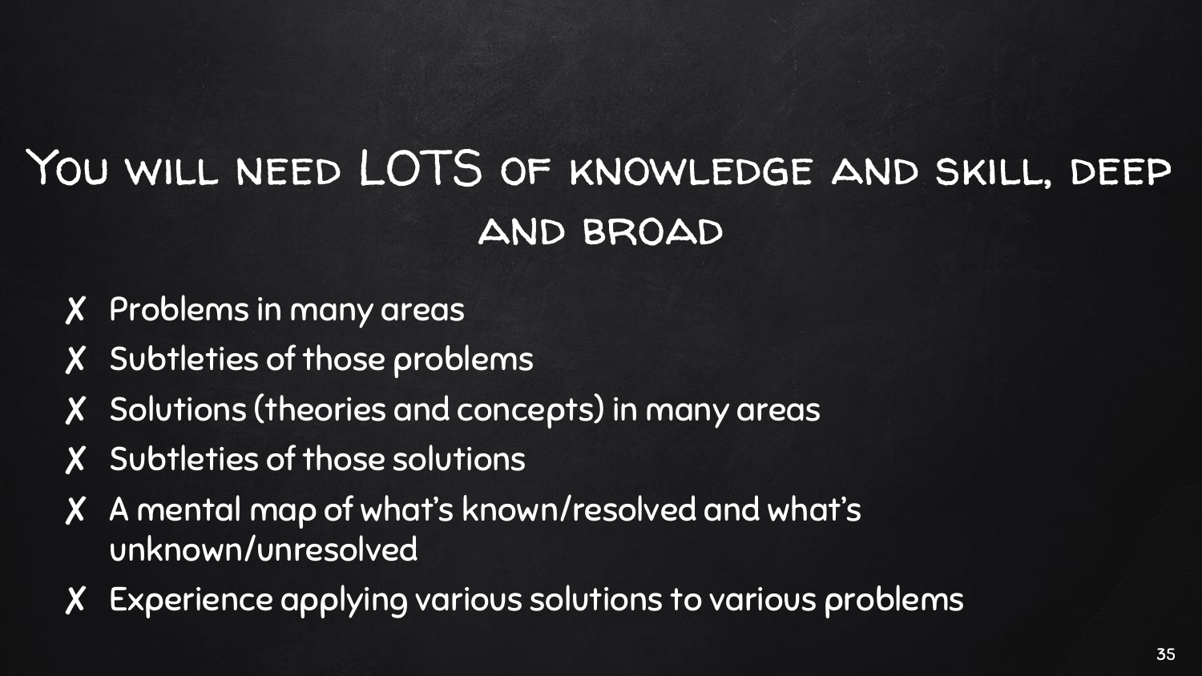# You will need LOTS of knowledge and skill, deep and broad

- Problems in many areas
- Subtleties of those problems
- Solutions (theories and concepts) in many areas
- Subtleties of those solutions
- A mental map of what's known/resolved and what's unknown/unresolved
- Experience applying various solutions to various problems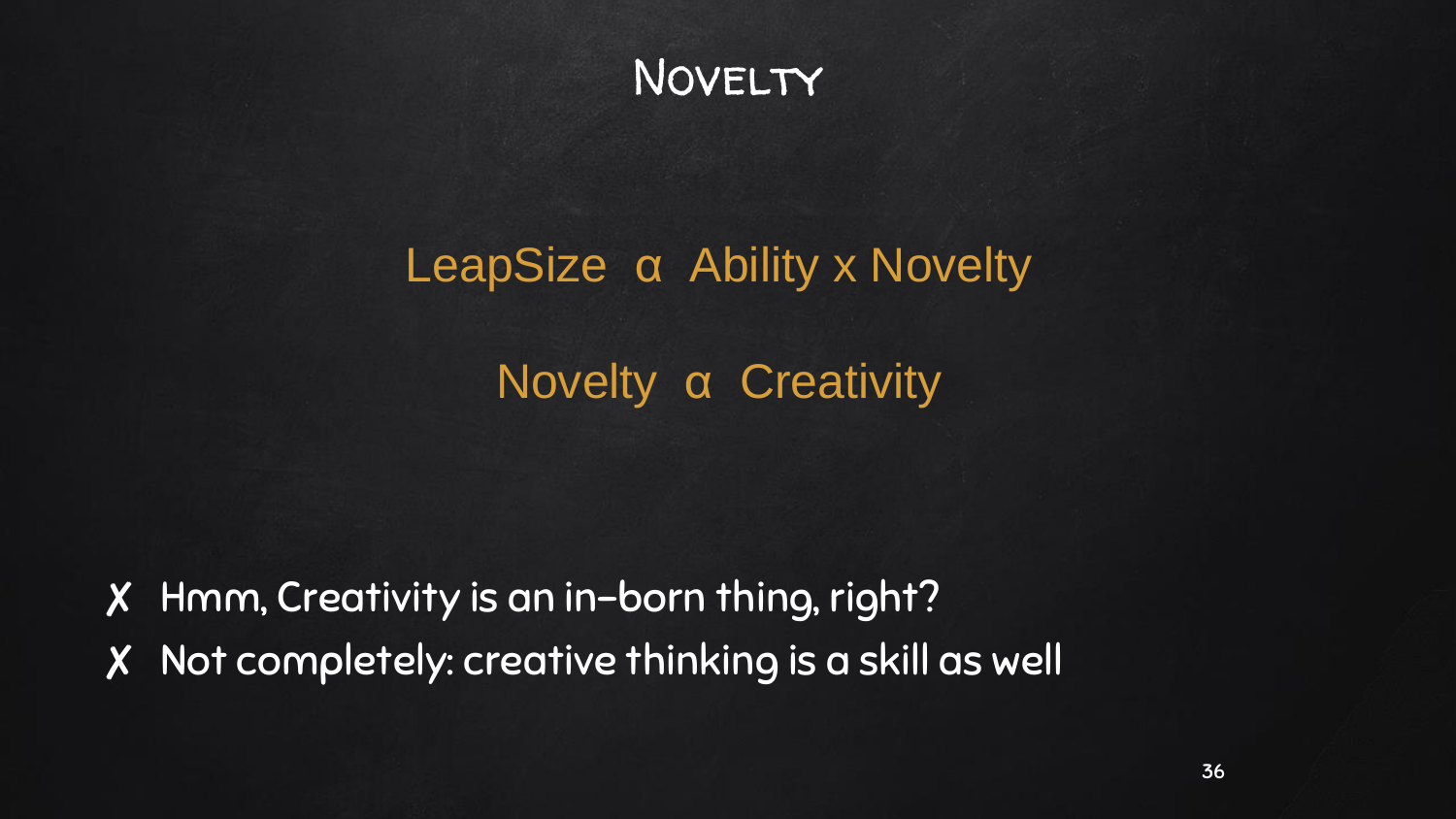# Novelty

$$LeapSize \propto Ability \times Novelty$$

$$Novelty \propto Creativity$$

- ✗ Hmm, Creativity is an in-born thing, right?
- ✗ Not completely: creative thinking is a skill as well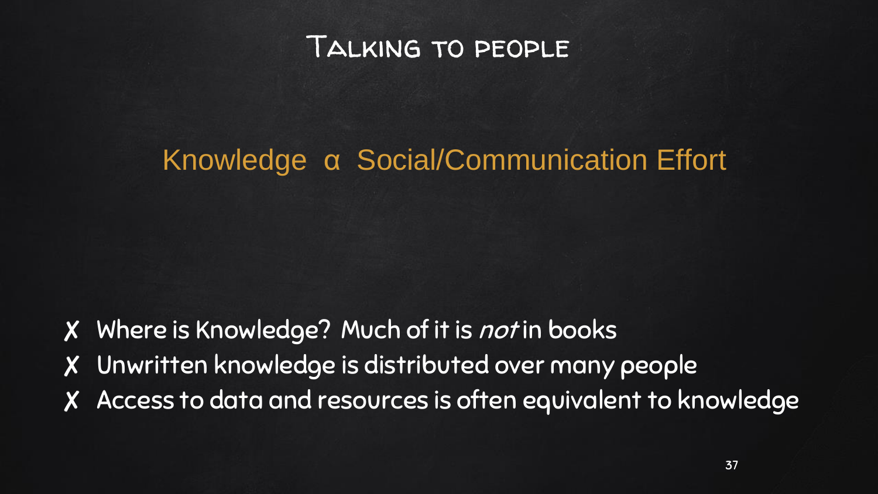# Talking to people

Knowledge $\alpha$ Social/Communication Effort

- ✗ Where is Knowledge? Much of it is *not* in books
- ✗ Unwritten knowledge is distributed over many people
- ✗ Access to data and resources is often equivalent to knowledge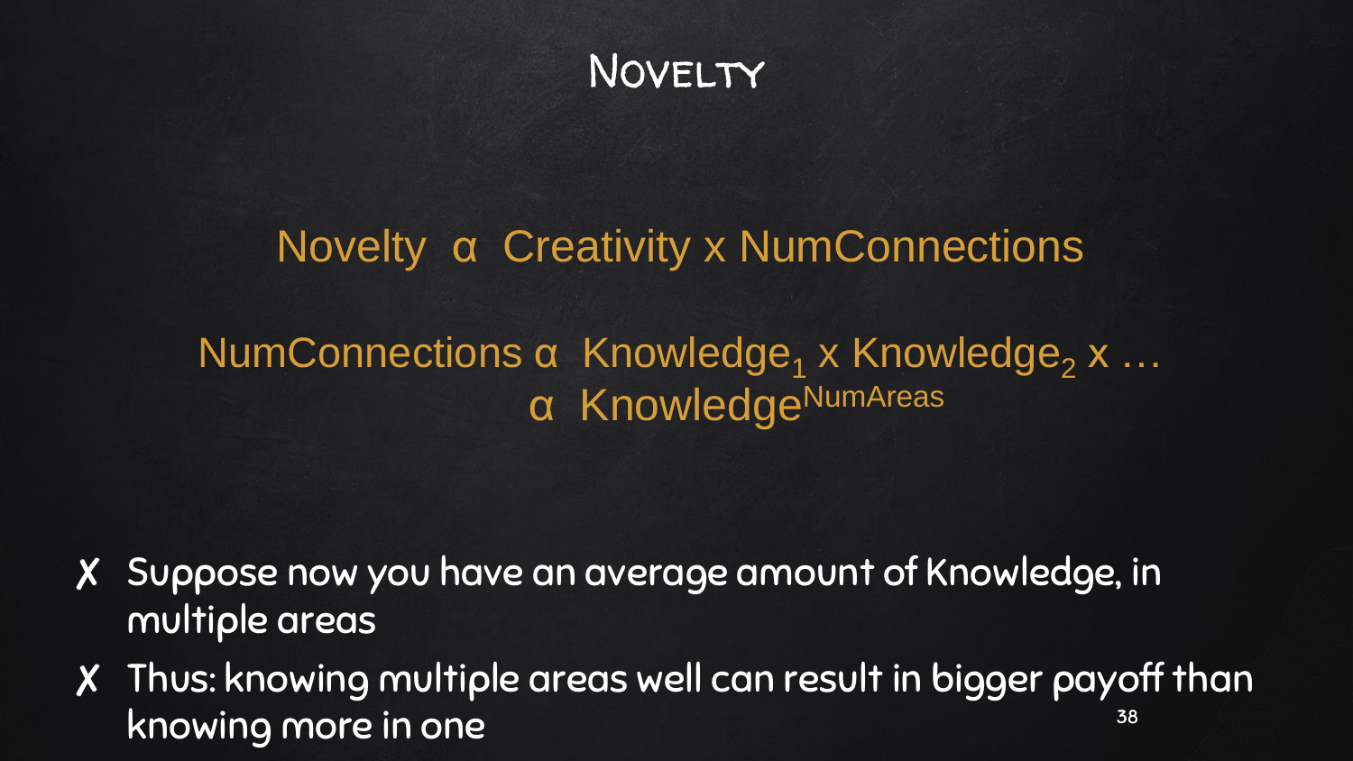# Novelty

$$\text{Novelty} \;\alpha\; \text{Creativity} \times \text{NumConnections}$$

$$\text{NumConnections} \;\alpha\; \text{Knowledge}_1 \times \text{Knowledge}_2 \times \ldots$$
$$\alpha\; \text{Knowledge}^{\text{NumAreas}}$$

- Suppose now you have an average amount of Knowledge, in multiple areas
- Thus: knowing multiple areas well can result in bigger payoff than knowing more in one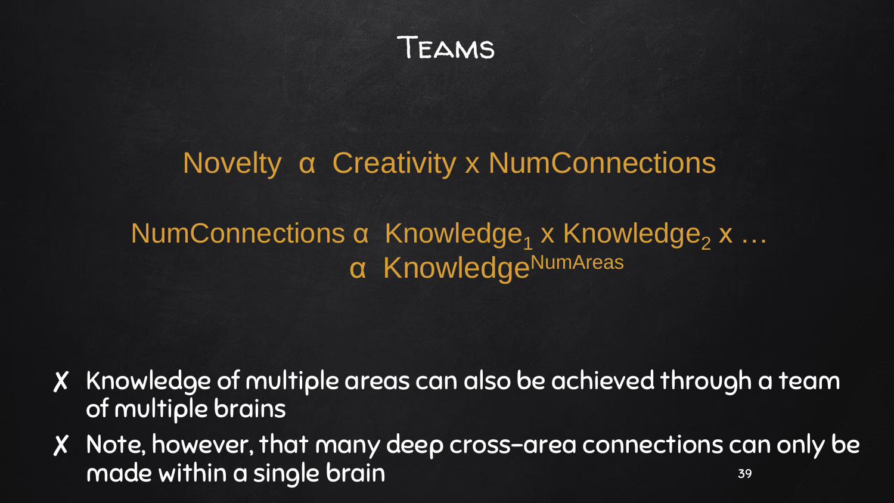# Teams

$$\text{Novelty} \;\alpha\; \text{Creativity} \times \text{NumConnections}$$

$$\text{NumConnections} \;\alpha\; \text{Knowledge}_1 \times \text{Knowledge}_2 \times \ldots$$
$$\alpha\; \text{Knowledge}^{\text{NumAreas}}$$

- ✗ Knowledge of multiple areas can also be achieved through a team of multiple brains
- ✗ Note, however, that many deep cross-area connections can only be made within a single brain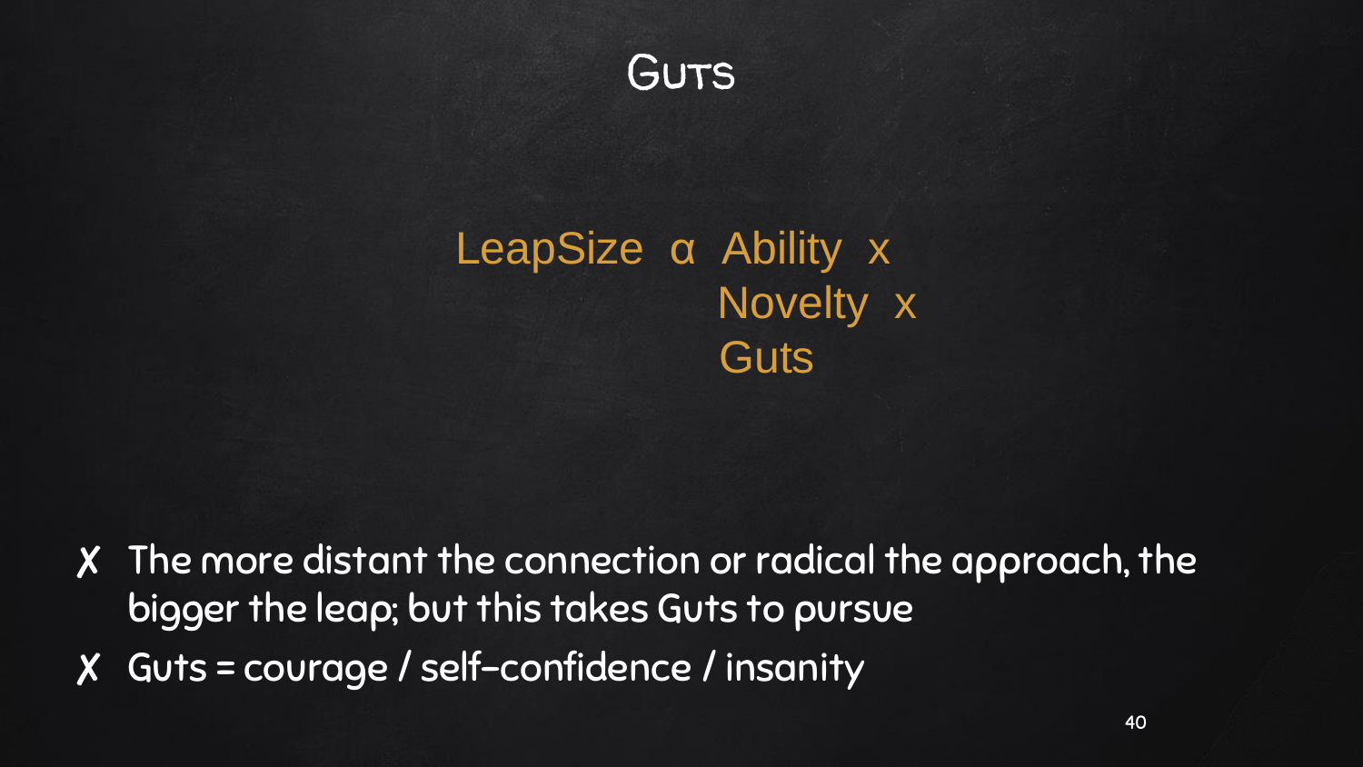# Guts

$$\text{LeapSize} \propto \text{Ability} \times \text{Novelty} \times \text{Guts}$$

- ✗ The more distant the connection or radical the approach, the bigger the leap; but this takes Guts to pursue
- ✗ Guts = courage / self-confidence / insanity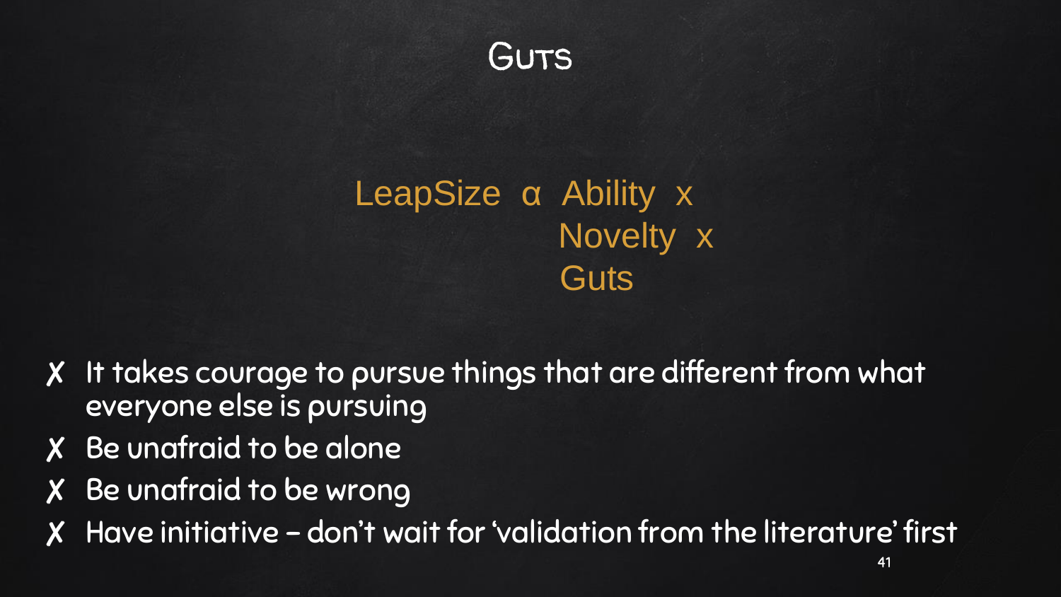# Guts

$$\text{LeapSize} \;\alpha\; \text{Ability} \times \text{Novelty} \times \text{Guts}$$

- ✗ It takes courage to pursue things that are different from what everyone else is pursuing
- ✗ Be unafraid to be alone
- ✗ Be unafraid to be wrong
- ✗ Have initiative – don't wait for 'validation from the literature' first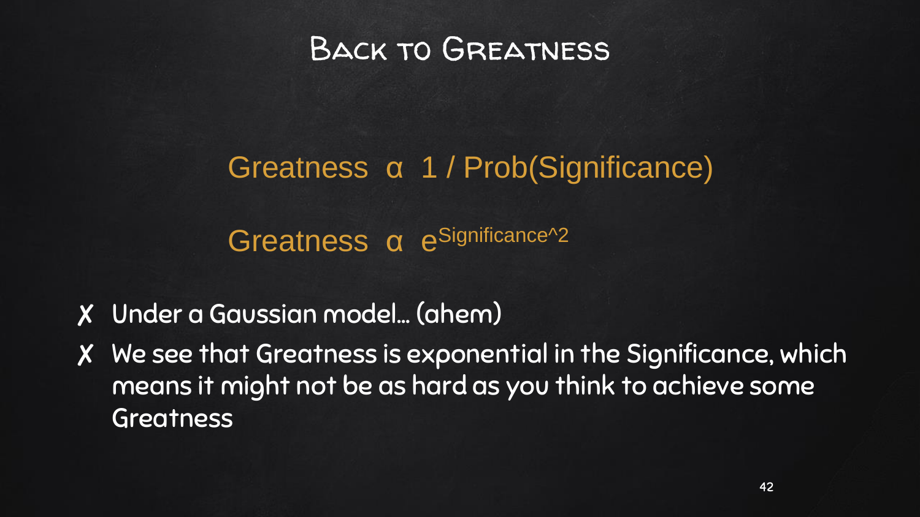# Back to Greatness

$$\text{Greatness} \;\alpha\; 1 / \text{Prob(Significance)}$$

$$\text{Greatness} \;\alpha\; e^{\text{Significance}^{\wedge}2}$$

- ✗ Under a Gaussian model… (ahem)
- ✗ We see that Greatness is exponential in the Significance, which means it might not be as hard as you think to achieve some Greatness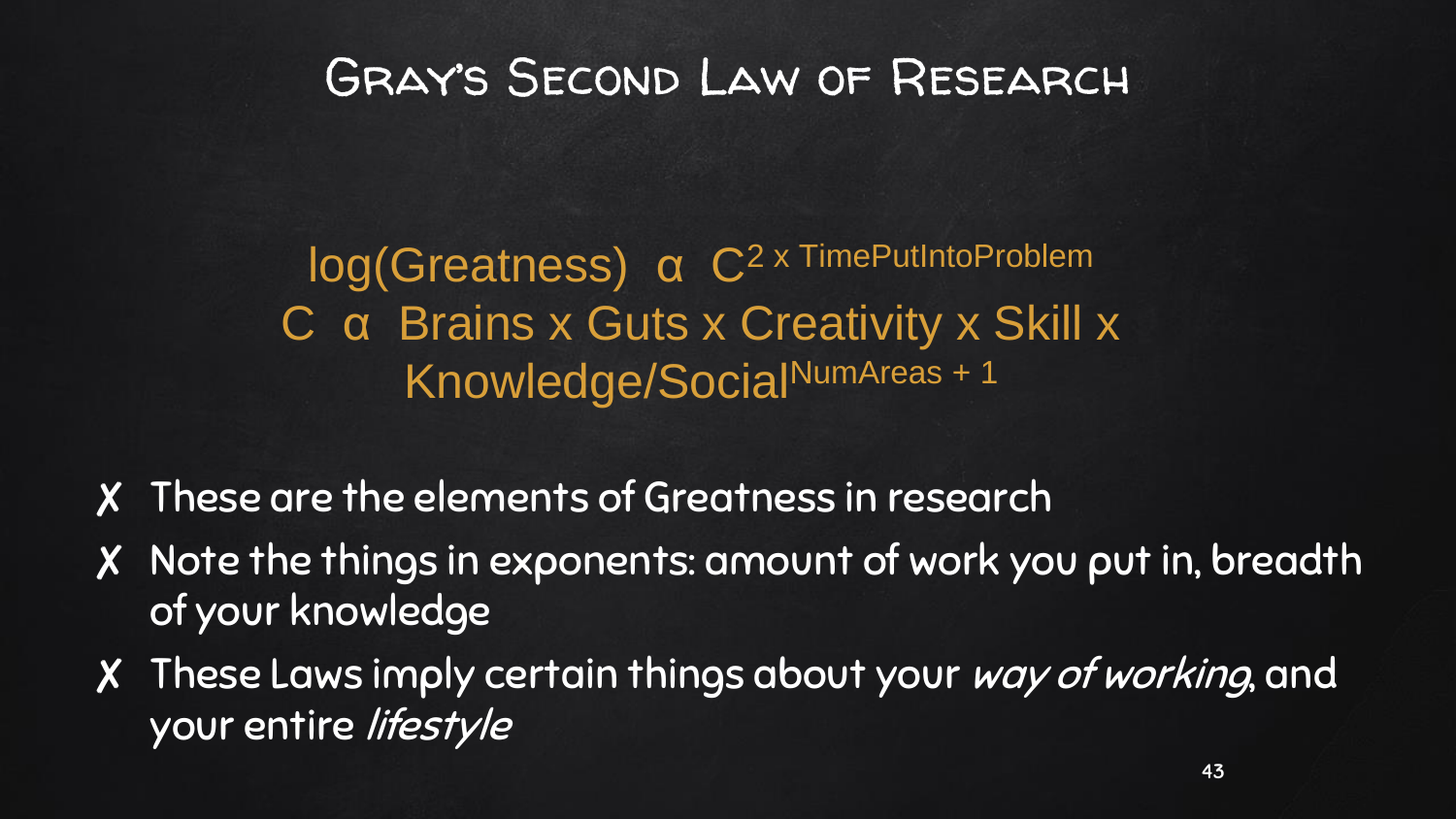# Gray's Second Law of Research

$$\log(\text{Greatness}) \propto C^{2 \times \text{TimePutIntoProblem}}$$

$$C \propto \text{Brains} \times \text{Guts} \times \text{Creativity} \times \text{Skill} \times \text{Knowledge/Social}^{\text{NumAreas} + 1}$$

- These are the elements of Greatness in research
- Note the things in exponents: amount of work you put in, breadth of your knowledge
- These Laws imply certain things about your *way of working*, and your entire *lifestyle*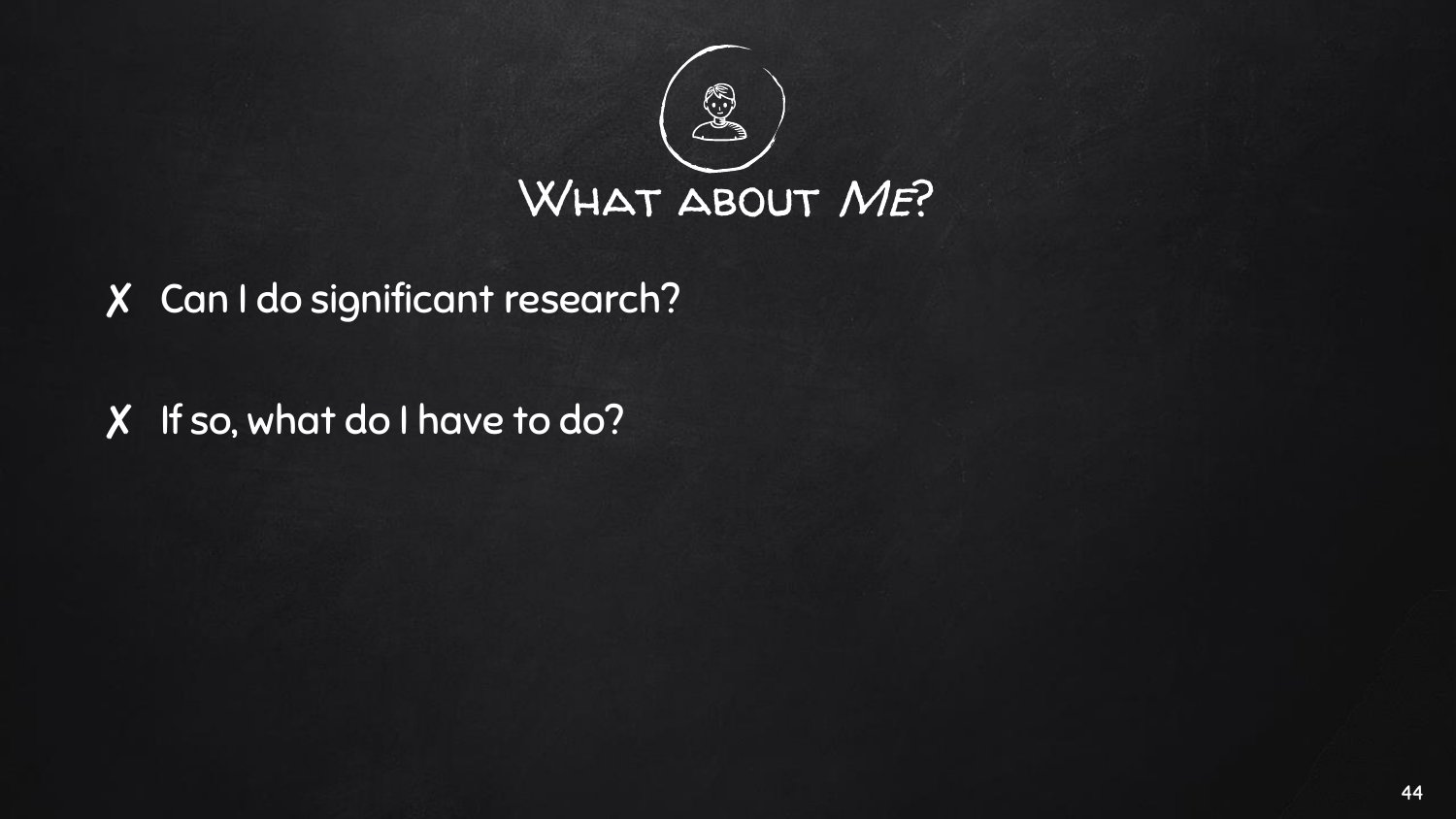# What about *Me*?

- ✗ Can I do significant research?
- ✗ If so, what do I have to do?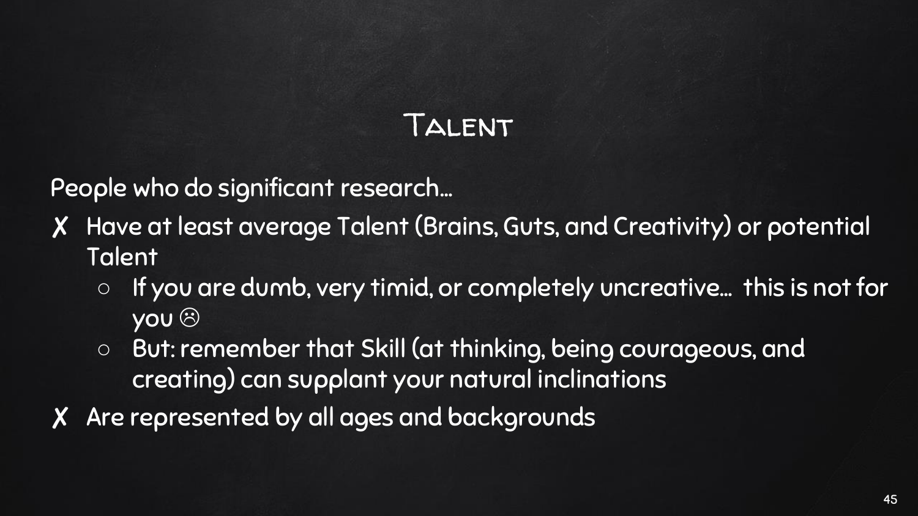# Talent

People who do significant research…

- ✗ Have at least average Talent (Brains, Guts, and Creativity) or potential Talent
  - If you are dumb, very timid, or completely uncreative… this is not for you ☹
  - But: remember that Skill (at thinking, being courageous, and creating) can supplant your natural inclinations
- ✗ Are represented by all ages and backgrounds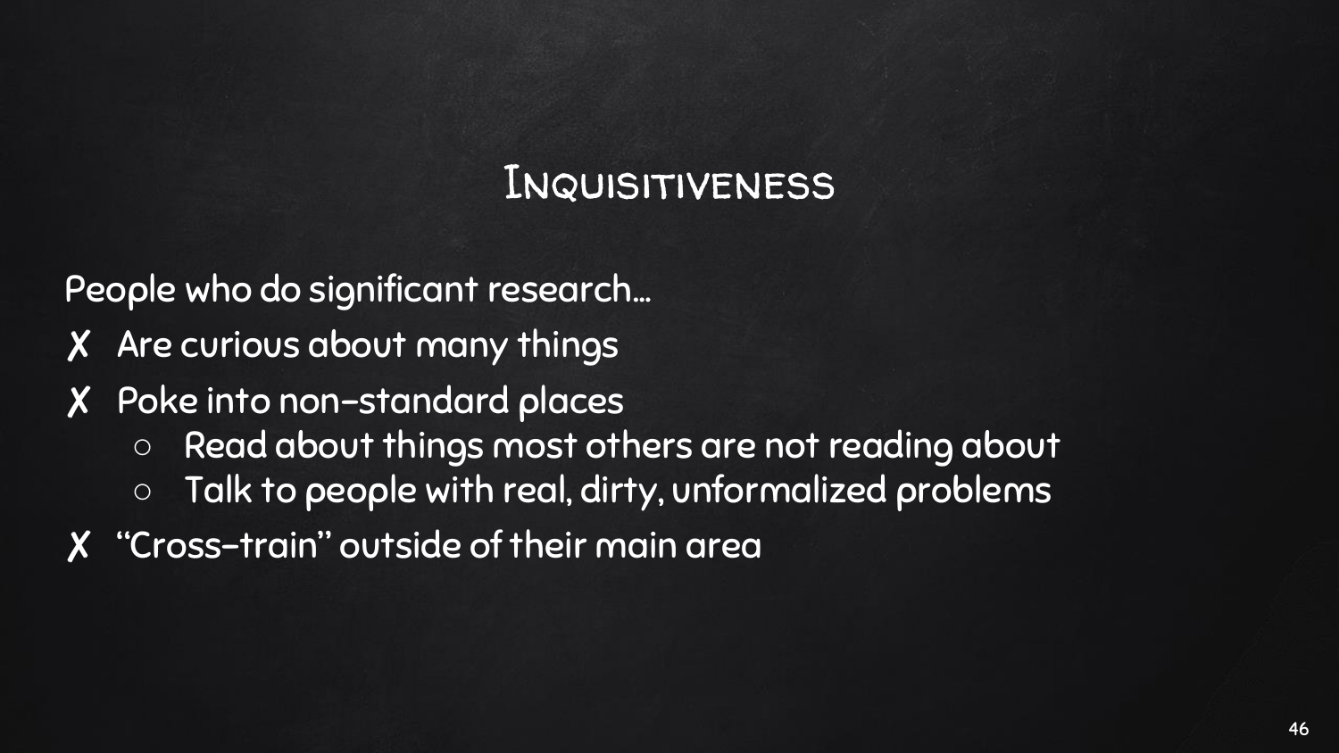## Inquisitiveness

People who do significant research…

- ✗ Are curious about many things
- ✗ Poke into non-standard places
  - Read about things most others are not reading about
  - Talk to people with real, dirty, unformalized problems
- ✗ "Cross-train" outside of their main area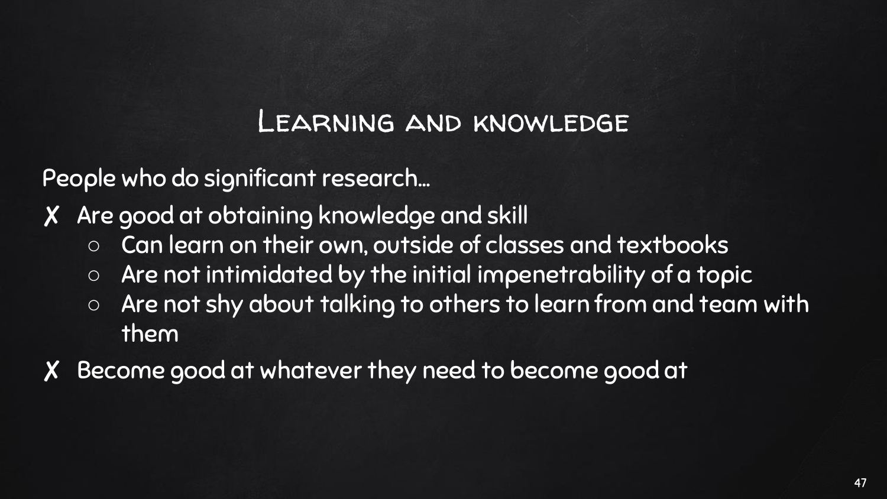## Learning and knowledge

People who do significant research…

- ✗ Are good at obtaining knowledge and skill
  - Can learn on their own, outside of classes and textbooks
  - Are not intimidated by the initial impenetrability of a topic
  - Are not shy about talking to others to learn from and team with them
- ✗ Become good at whatever they need to become good at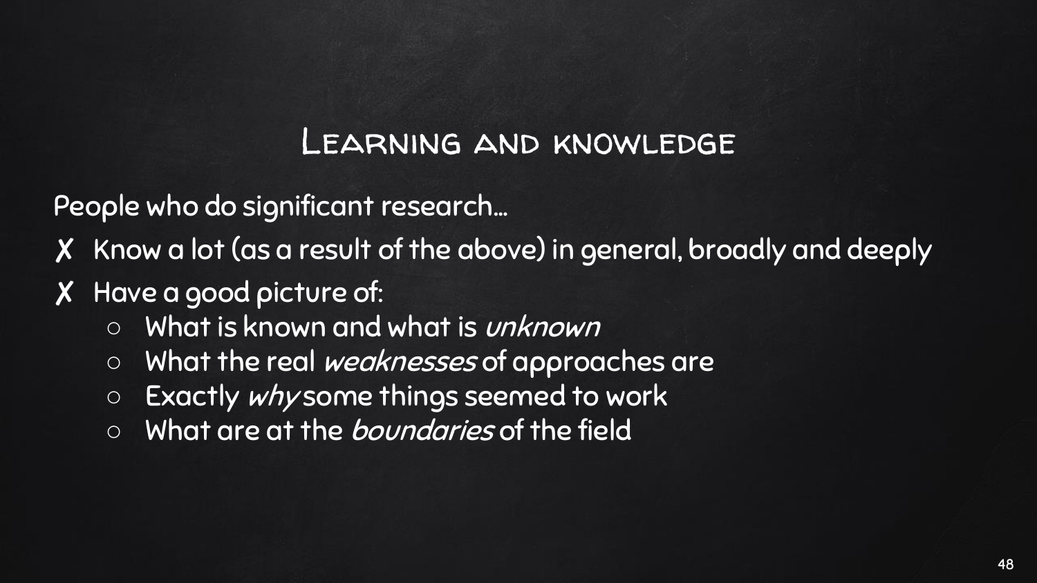# Learning and knowledge

People who do significant research…

- ✗ Know a lot (as a result of the above) in general, broadly and deeply
- ✗ Have a good picture of:
  - What is known and what is *unknown*
  - What the real *weaknesses* of approaches are
  - Exactly *why* some things seemed to work
  - What are at the *boundaries* of the field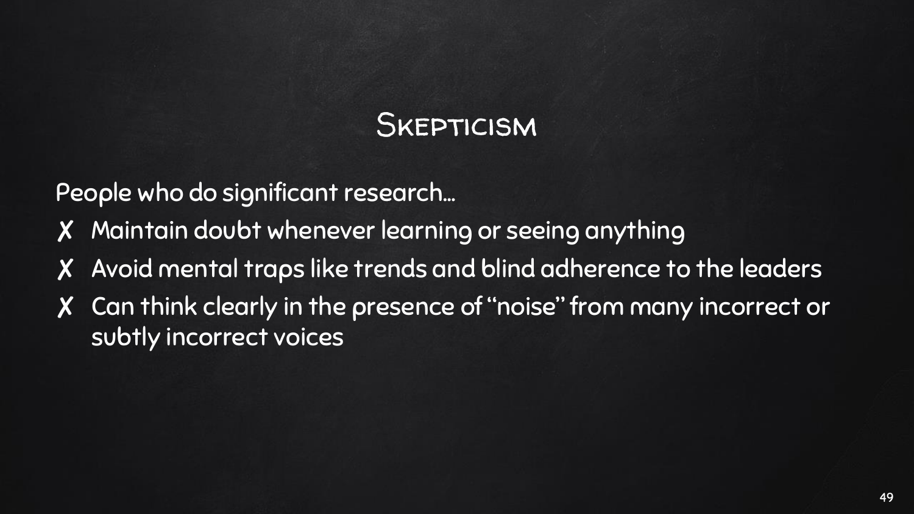# Skepticism

People who do significant research…

- ✗ Maintain doubt whenever learning or seeing anything
- ✗ Avoid mental traps like trends and blind adherence to the leaders
- ✗ Can think clearly in the presence of "noise" from many incorrect or subtly incorrect voices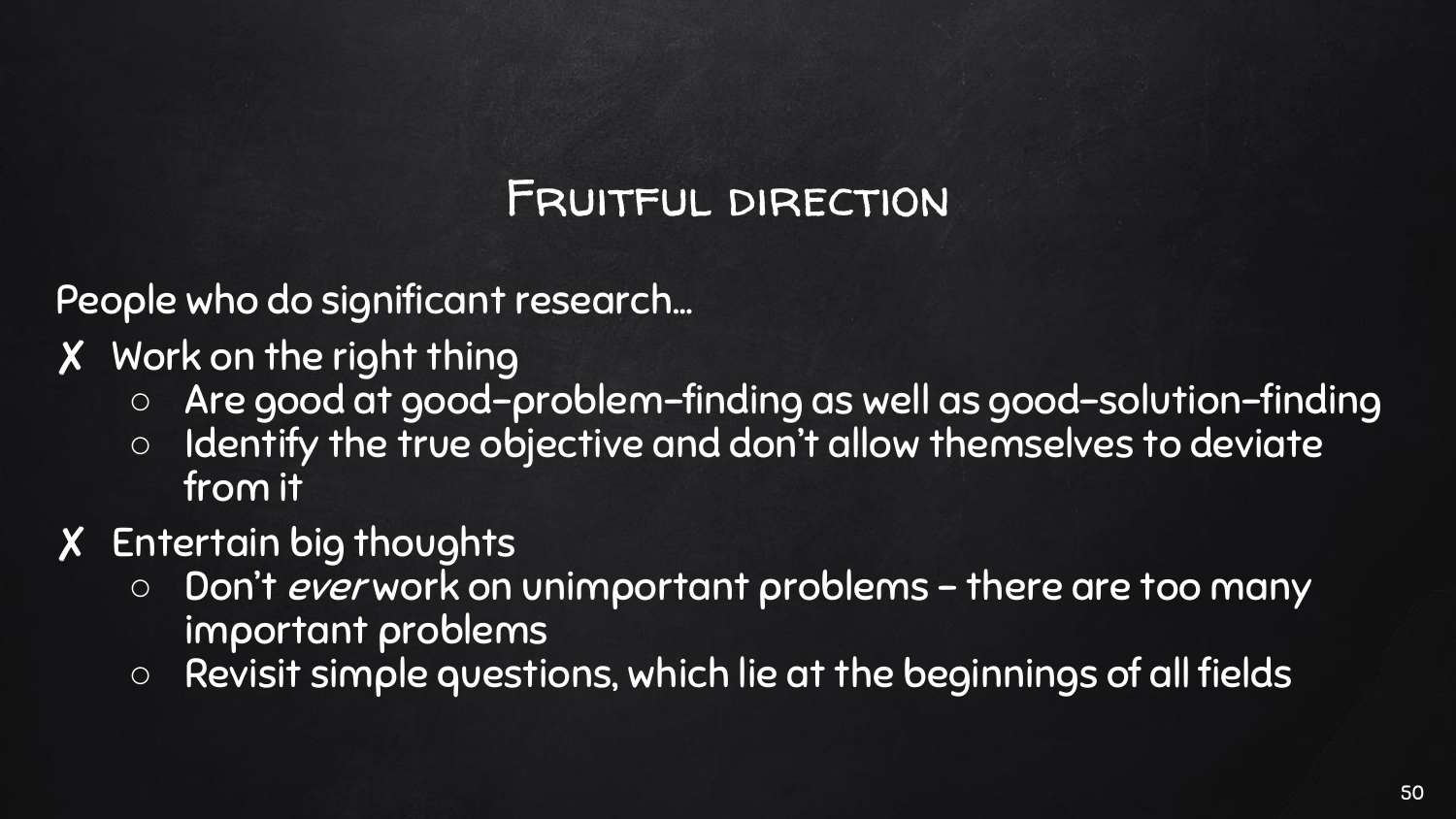# Fruitful direction

People who do significant research…

- ✗ Work on the right thing
  - Are good at good-problem-finding as well as good-solution-finding
  - Identify the true objective and don't allow themselves to deviate from it
- ✗ Entertain big thoughts
  - Don't *ever* work on unimportant problems – there are too many important problems
  - Revisit simple questions, which lie at the beginnings of all fields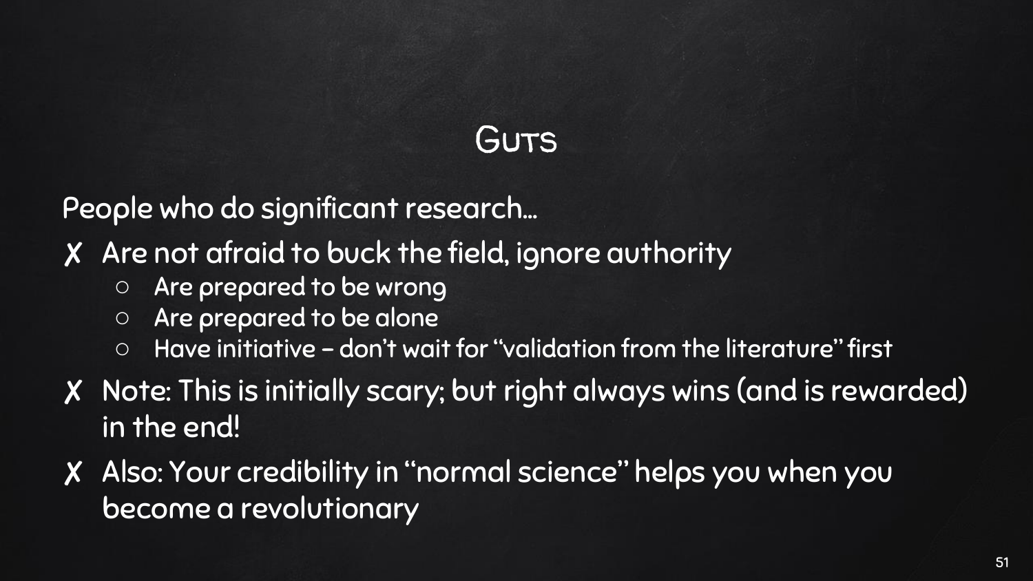# Guts

People who do significant research…

- ✗ Are not afraid to buck the field, ignore authority
  - Are prepared to be wrong
  - Are prepared to be alone
  - Have initiative – don't wait for "validation from the literature" first
- ✗ Note: This is initially scary; but right always wins (and is rewarded) in the end!
- ✗ Also: Your credibility in "normal science" helps you when you become a revolutionary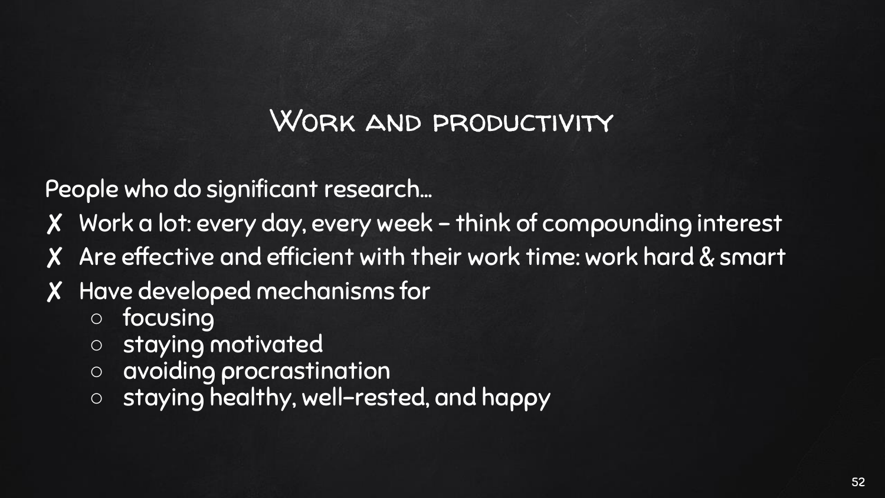# Work and productivity

People who do significant research...

- ✗ Work a lot: every day, every week – think of compounding interest
- ✗ Are effective and efficient with their work time: work hard & smart
- ✗ Have developed mechanisms for
  - focusing
  - staying motivated
  - avoiding procrastination
  - staying healthy, well-rested, and happy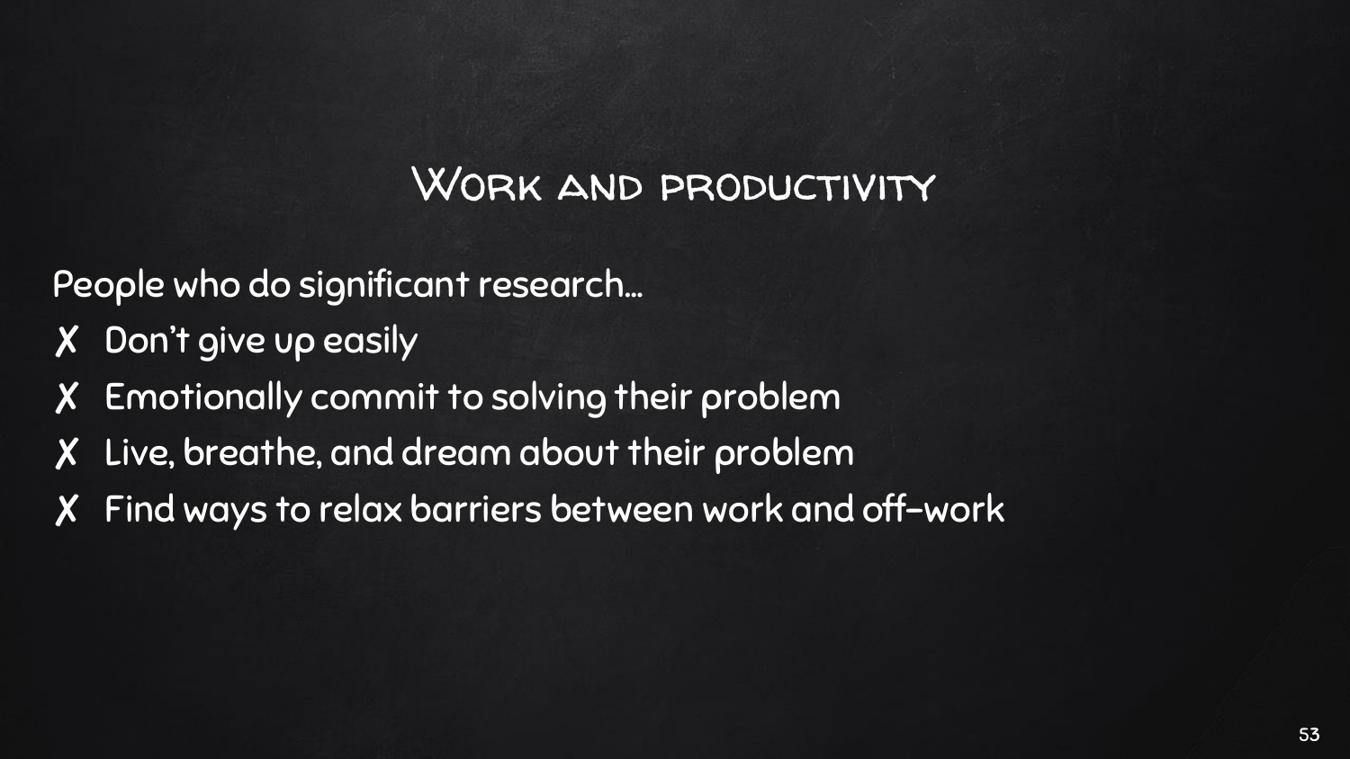# Work and productivity

People who do significant research…

- ✗ Don't give up easily
- ✗ Emotionally commit to solving their problem
- ✗ Live, breathe, and dream about their problem
- ✗ Find ways to relax barriers between work and off-work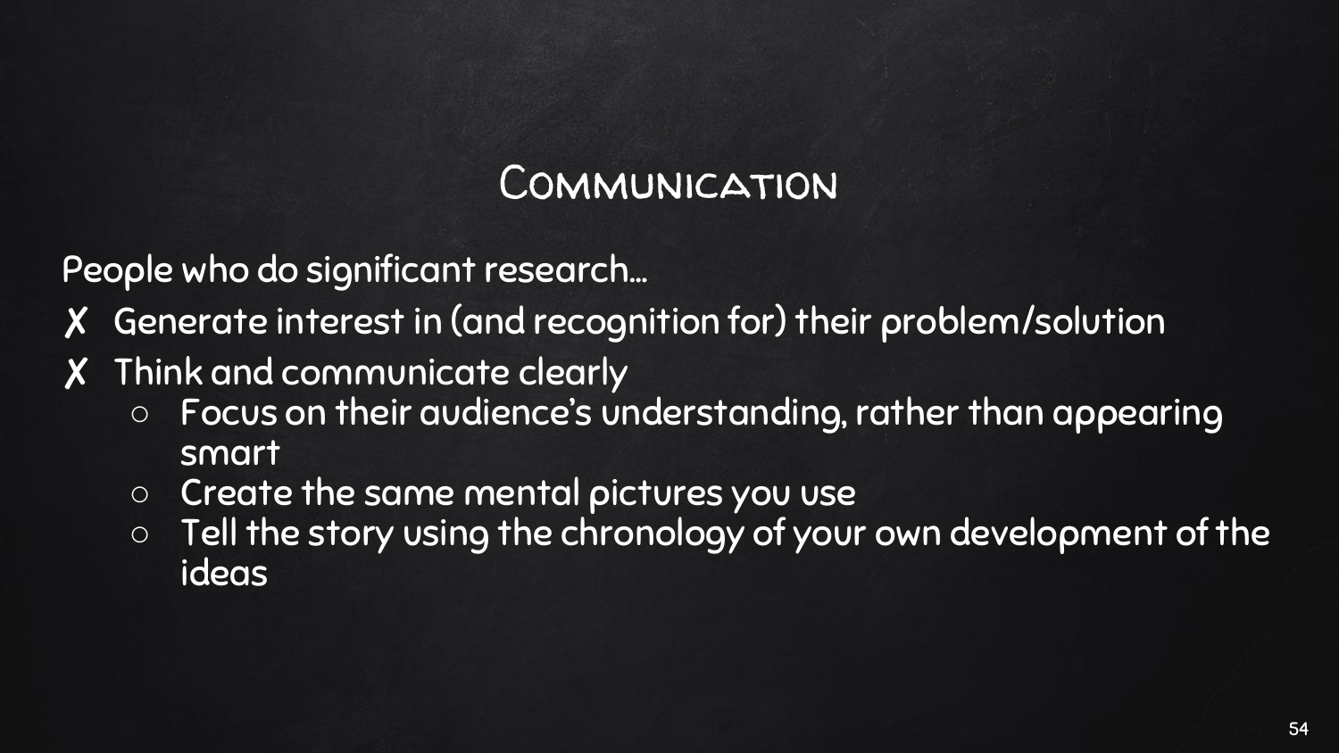# Communication

People who do significant research…

- ✗ Generate interest in (and recognition for) their problem/solution
- ✗ Think and communicate clearly
  - Focus on their audience's understanding, rather than appearing smart
  - Create the same mental pictures you use
  - Tell the story using the chronology of your own development of the ideas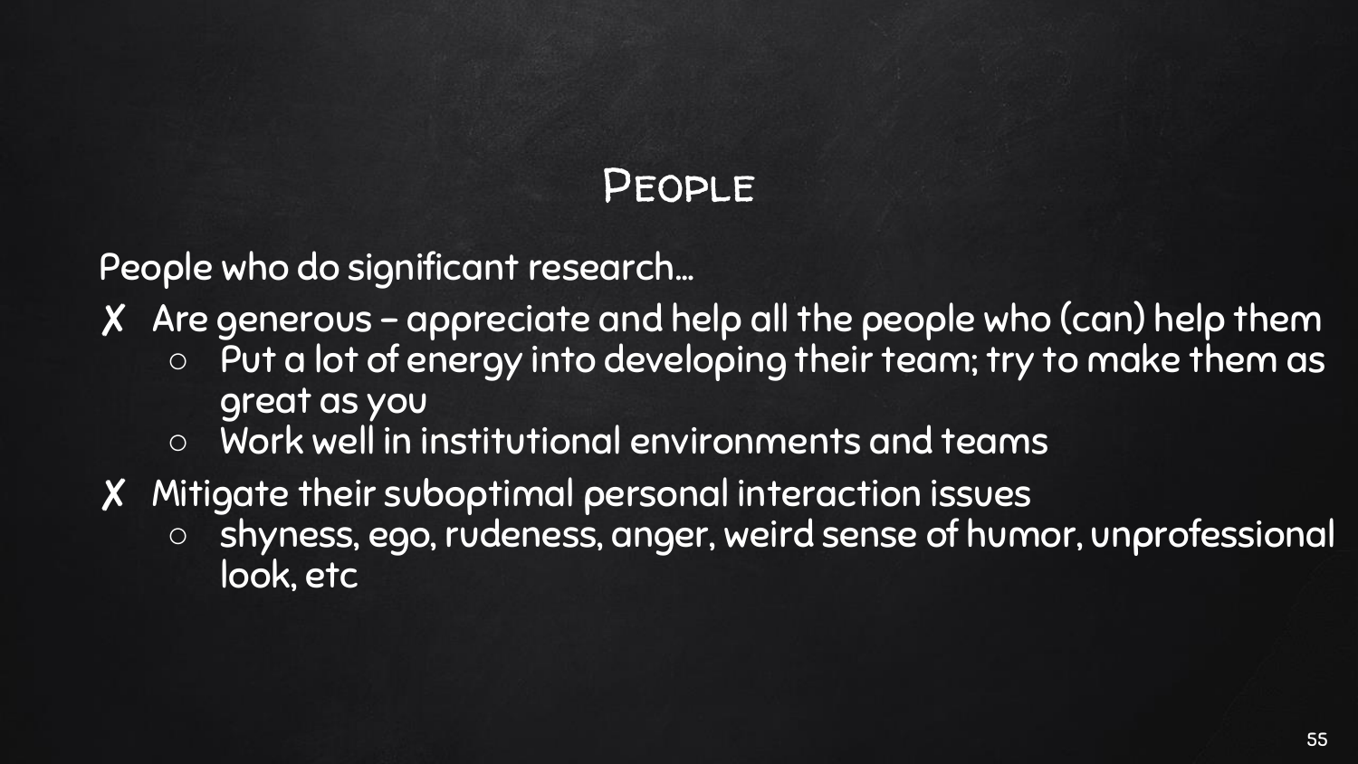# People

People who do significant research...

- ✗ Are generous – appreciate and help all the people who (can) help them
  - Put a lot of energy into developing their team; try to make them as great as you
  - Work well in institutional environments and teams
- ✗ Mitigate their suboptimal personal interaction issues
  - shyness, ego, rudeness, anger, weird sense of humor, unprofessional look, etc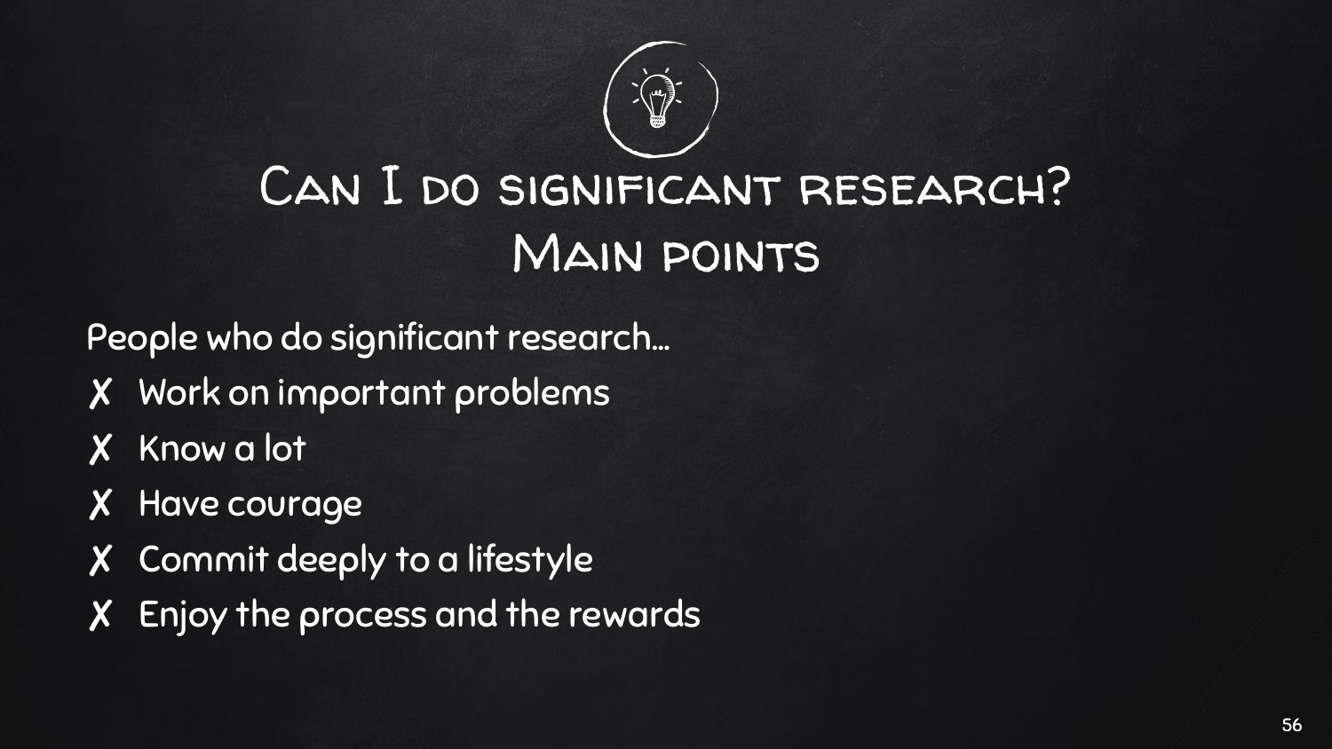# Can I do significant research? Main points

People who do significant research…

- ✗ Work on important problems
- ✗ Know a lot
- ✗ Have courage
- ✗ Commit deeply to a lifestyle
- ✗ Enjoy the process and the rewards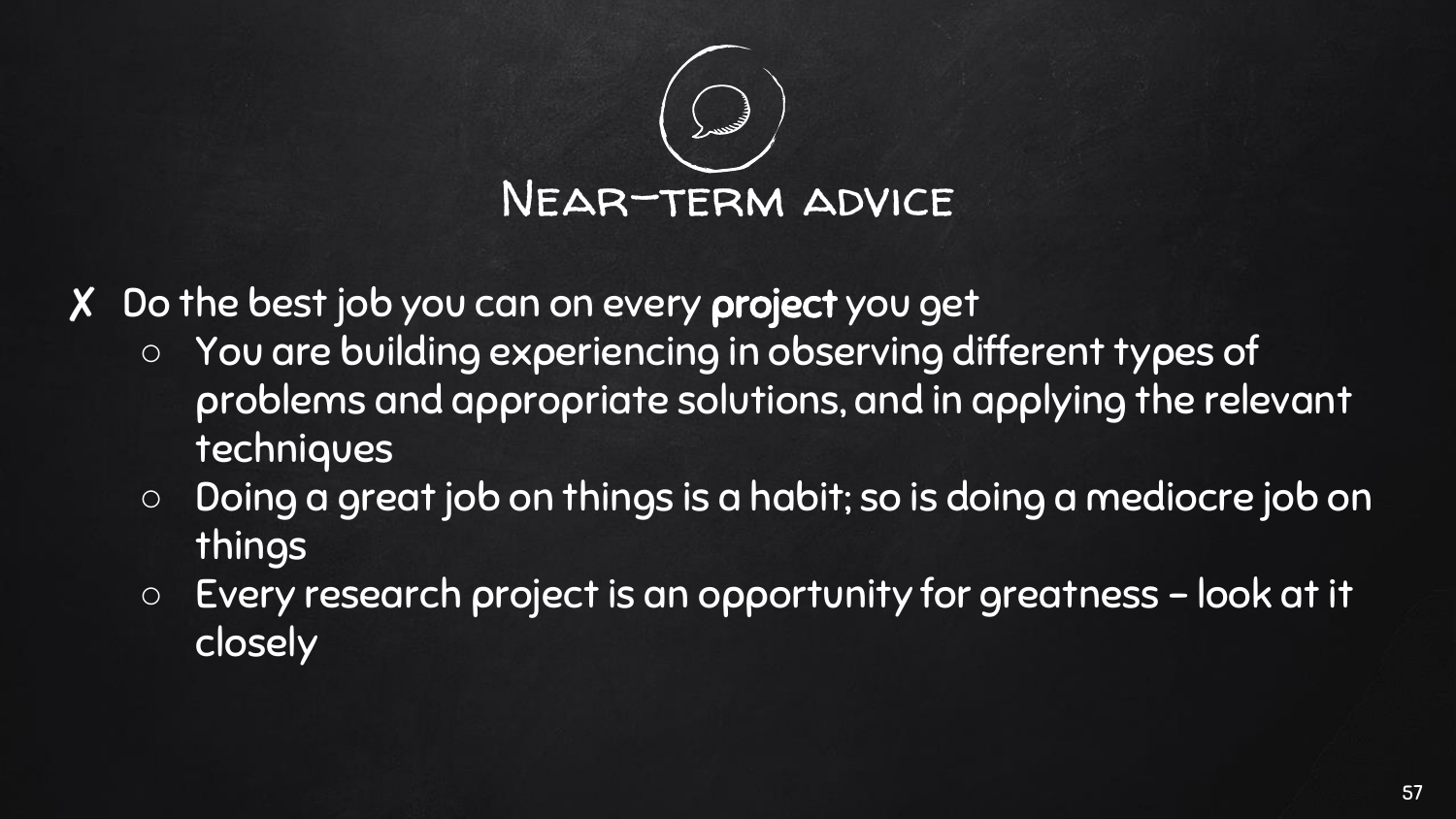# Near-term advice

- ✗ Do the best job you can on every **project** you get
  - You are building experiencing in observing different types of problems and appropriate solutions, and in applying the relevant techniques
  - Doing a great job on things is a habit; so is doing a mediocre job on things
  - Every research project is an opportunity for greatness – look at it closely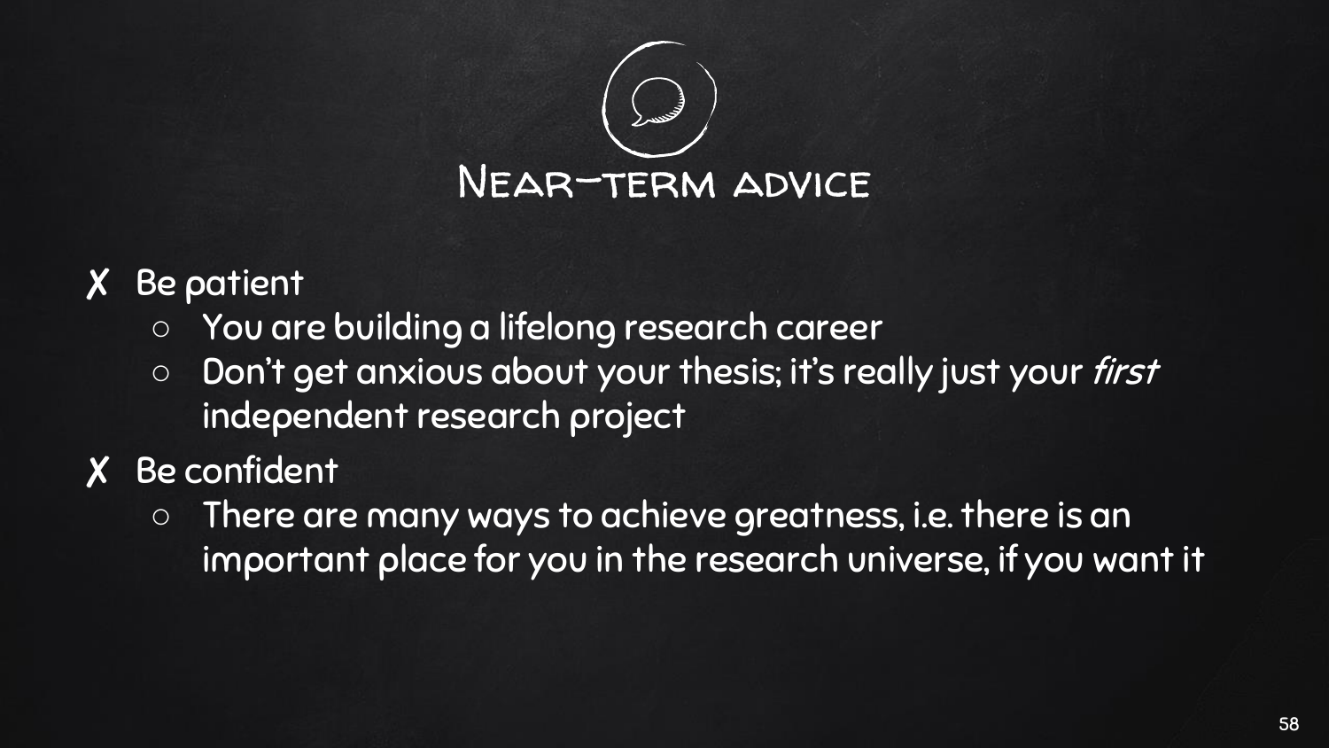# Near-term advice

- ✗ Be patient
  - You are building a lifelong research career
  - Don't get anxious about your thesis; it's really just your *first* independent research project
- ✗ Be confident
  - There are many ways to achieve greatness, i.e. there is an important place for you in the research universe, if you want it